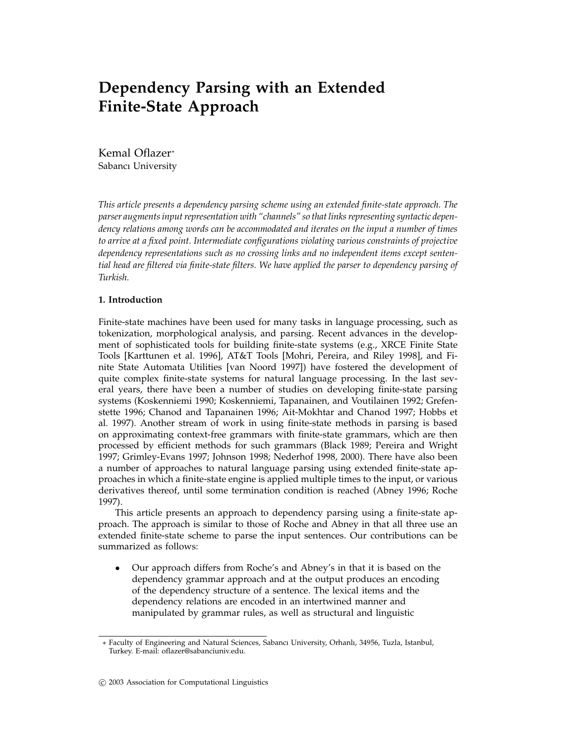# Dependency Parsing with an Extended Finite-State Approach

Kemal Oflazer*
Sabancı University

*This article presents a dependency parsing scheme using an extended finite-state approach. The parser augments input representation with "channels" so that links representing syntactic dependency relations among words can be accommodated and iterates on the input a number of times to arrive at a fixed point. Intermediate configurations violating various constraints of projective dependency representations such as no crossing links and no independent items except sentential head are filtered via finite-state filters. We have applied the parser to dependency parsing of Turkish.*

## 1. Introduction

Finite-state machines have been used for many tasks in language processing, such as tokenization, morphological analysis, and parsing. Recent advances in the development of sophisticated tools for building finite-state systems (e.g., XRCE Finite State Tools [Karttunen et al. 1996], AT&T Tools [Mohri, Pereira, and Riley 1998], and Finite State Automata Utilities [van Noord 1997]) have fostered the development of quite complex finite-state systems for natural language processing. In the last several years, there have been a number of studies on developing finite-state parsing systems (Koskenniemi 1990; Koskenniemi, Tapanainen, and Voutilainen 1992; Grefenstette 1996; Chanod and Tapanainen 1996; Ait-Mokhtar and Chanod 1997; Hobbs et al. 1997). Another stream of work in using finite-state methods in parsing is based on approximating context-free grammars with finite-state grammars, which are then processed by efficient methods for such grammars (Black 1989; Pereira and Wright 1997; Grimley-Evans 1997; Johnson 1998; Nederhof 1998, 2000). There have also been a number of approaches to natural language parsing using extended finite-state approaches in which a finite-state engine is applied multiple times to the input, or various derivatives thereof, until some termination condition is reached (Abney 1996; Roche 1997).

This article presents an approach to dependency parsing using a finite-state approach. The approach is similar to those of Roche and Abney in that all three use an extended finite-state scheme to parse the input sentences. Our contributions can be summarized as follows:

- Our approach differs from Roche's and Abney's in that it is based on the dependency grammar approach and at the output produces an encoding of the dependency structure of a sentence. The lexical items and the dependency relations are encoded in an intertwined manner and manipulated by grammar rules, as well as structural and linguistic

* Faculty of Engineering and Natural Sciences, Sabancı University, Orhanlı, 34956, Tuzla, Istanbul, Turkey. E-mail: oflazer@sabanciuniv.edu.

© 2003 Association for Computational Linguistics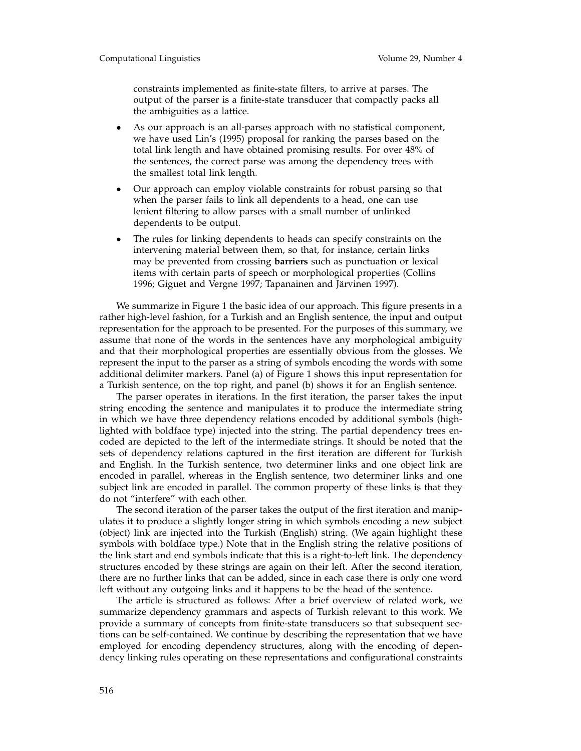constraints implemented as finite-state filters, to arrive at parses. The output of the parser is a finite-state transducer that compactly packs all the ambiguities as a lattice.

- As our approach is an all-parses approach with no statistical component, we have used Lin's (1995) proposal for ranking the parses based on the total link length and have obtained promising results. For over 48% of the sentences, the correct parse was among the dependency trees with the smallest total link length.
- Our approach can employ violable constraints for robust parsing so that when the parser fails to link all dependents to a head, one can use lenient filtering to allow parses with a small number of unlinked dependents to be output.
- The rules for linking dependents to heads can specify constraints on the intervening material between them, so that, for instance, certain links may be prevented from crossing **barriers** such as punctuation or lexical items with certain parts of speech or morphological properties (Collins 1996; Giguet and Vergne 1997; Tapanainen and Järvinen 1997).

We summarize in Figure 1 the basic idea of our approach. This figure presents in a rather high-level fashion, for a Turkish and an English sentence, the input and output representation for the approach to be presented. For the purposes of this summary, we assume that none of the words in the sentences have any morphological ambiguity and that their morphological properties are essentially obvious from the glosses. We represent the input to the parser as a string of symbols encoding the words with some additional delimiter markers. Panel (a) of Figure 1 shows this input representation for a Turkish sentence, on the top right, and panel (b) shows it for an English sentence.

The parser operates in iterations. In the first iteration, the parser takes the input string encoding the sentence and manipulates it to produce the intermediate string in which we have three dependency relations encoded by additional symbols (highlighted with boldface type) injected into the string. The partial dependency trees encoded are depicted to the left of the intermediate strings. It should be noted that the sets of dependency relations captured in the first iteration are different for Turkish and English. In the Turkish sentence, two determiner links and one object link are encoded in parallel, whereas in the English sentence, two determiner links and one subject link are encoded in parallel. The common property of these links is that they do not "interfere" with each other.

The second iteration of the parser takes the output of the first iteration and manipulates it to produce a slightly longer string in which symbols encoding a new subject (object) link are injected into the Turkish (English) string. (We again highlight these symbols with boldface type.) Note that in the English string the relative positions of the link start and end symbols indicate that this is a right-to-left link. The dependency structures encoded by these strings are again on their left. After the second iteration, there are no further links that can be added, since in each case there is only one word left without any outgoing links and it happens to be the head of the sentence.

The article is structured as follows: After a brief overview of related work, we summarize dependency grammars and aspects of Turkish relevant to this work. We provide a summary of concepts from finite-state transducers so that subsequent sections can be self-contained. We continue by describing the representation that we have employed for encoding dependency structures, along with the encoding of dependency linking rules operating on these representations and configurational constraints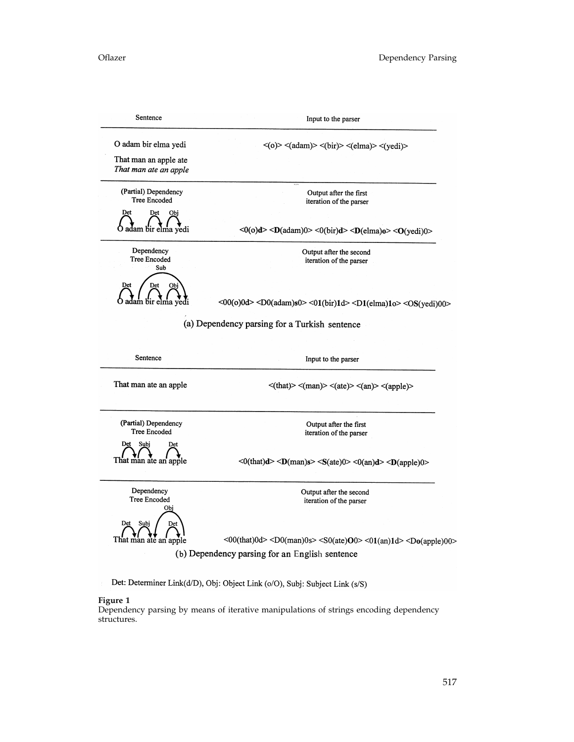| Sentence | Input to the parser |
| --- | --- |
| O adam bir elma yedi<br>That man an apple ate<br>*That man ate an apple* | <(o)> <(adam)> <(bir)> <(elma)> <(yedi)> |
| (Partial) Dependency Tree Encoded | Output after the first iteration of the parser |
| Det Det Obj<br>O adam bir elma yedi | <0(o)**d**> <**D**(adam)0> <0(bir)**d**> <**D**(elma)**o**> <**O**(yedi)0> |
| Dependency Tree Encoded | Output after the second iteration of the parser |
| Sub<br>Det Det Obj<br>O adam bir elma yedi | <00(o)0d> <D0(adam)**s**0> <0**1**(bir)**1**d> <D**1**(elma)**1**o> <O**S**(yedi)00> |

(a) Dependency parsing for a Turkish sentence

| Sentence | Input to the parser |
| --- | --- |
| That man ate an apple | <(that)> <(man)> <(ate)> <(an)> <(apple)> |
| (Partial) Dependency Tree Encoded | Output after the first iteration of the parser |
| Det Subj Det<br>That man ate an apple | <0(that)**d**> <**D**(man)**s**> <**S**(ate)0> <0(an)**d**> <**D**(apple)0> |
| Dependency Tree Encoded | Output after the second iteration of the parser |
| Obj<br>Det Subj Det<br>That man ate an apple | <00(that)0d> <D0(man)0s> <S0(ate)**O**0> <0**1**(an)**1**d> <D**o**(apple)00> |

(b) Dependency parsing for an English sentence

Det: Determiner Link(d/D), Obj: Object Link (o/O), Subj: Subject Link (s/S)

**Figure 1**
Dependency parsing by means of iterative manipulations of strings encoding dependency structures.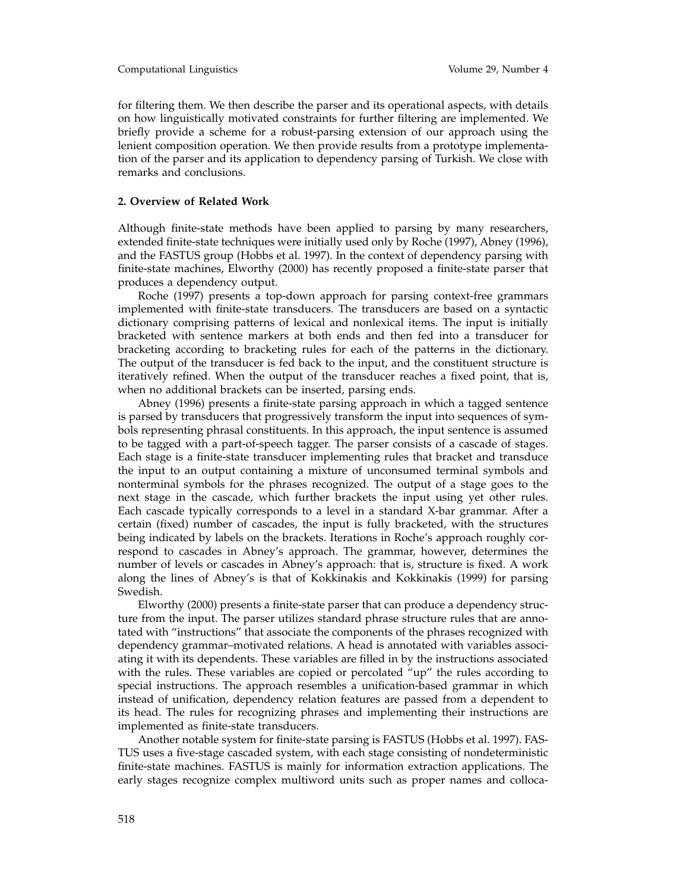for filtering them. We then describe the parser and its operational aspects, with details on how linguistically motivated constraints for further filtering are implemented. We briefly provide a scheme for a robust-parsing extension of our approach using the lenient composition operation. We then provide results from a prototype implementation of the parser and its application to dependency parsing of Turkish. We close with remarks and conclusions.

## 2. Overview of Related Work

Although finite-state methods have been applied to parsing by many researchers, extended finite-state techniques were initially used only by Roche (1997), Abney (1996), and the FASTUS group (Hobbs et al. 1997). In the context of dependency parsing with finite-state machines, Elworthy (2000) has recently proposed a finite-state parser that produces a dependency output.

Roche (1997) presents a top-down approach for parsing context-free grammars implemented with finite-state transducers. The transducers are based on a syntactic dictionary comprising patterns of lexical and nonlexical items. The input is initially bracketed with sentence markers at both ends and then fed into a transducer for bracketing according to bracketing rules for each of the patterns in the dictionary. The output of the transducer is fed back to the input, and the constituent structure is iteratively refined. When the output of the transducer reaches a fixed point, that is, when no additional brackets can be inserted, parsing ends.

Abney (1996) presents a finite-state parsing approach in which a tagged sentence is parsed by transducers that progressively transform the input into sequences of symbols representing phrasal constituents. In this approach, the input sentence is assumed to be tagged with a part-of-speech tagger. The parser consists of a cascade of stages. Each stage is a finite-state transducer implementing rules that bracket and transduce the input to an output containing a mixture of unconsumed terminal symbols and nonterminal symbols for the phrases recognized. The output of a stage goes to the next stage in the cascade, which further brackets the input using yet other rules. Each cascade typically corresponds to a level in a standard X-bar grammar. After a certain (fixed) number of cascades, the input is fully bracketed, with the structures being indicated by labels on the brackets. Iterations in Roche's approach roughly correspond to cascades in Abney's approach. The grammar, however, determines the number of levels or cascades in Abney's approach: that is, structure is fixed. A work along the lines of Abney's is that of Kokkinakis and Kokkinakis (1999) for parsing Swedish.

Elworthy (2000) presents a finite-state parser that can produce a dependency structure from the input. The parser utilizes standard phrase structure rules that are annotated with "instructions" that associate the components of the phrases recognized with dependency grammar–motivated relations. A head is annotated with variables associating it with its dependents. These variables are filled in by the instructions associated with the rules. These variables are copied or percolated "up" the rules according to special instructions. The approach resembles a unification-based grammar in which instead of unification, dependency relation features are passed from a dependent to its head. The rules for recognizing phrases and implementing their instructions are implemented as finite-state transducers.

Another notable system for finite-state parsing is FASTUS (Hobbs et al. 1997). FASTUS uses a five-stage cascaded system, with each stage consisting of nondeterministic finite-state machines. FASTUS is mainly for information extraction applications. The early stages recognize complex multiword units such as proper names and colloca-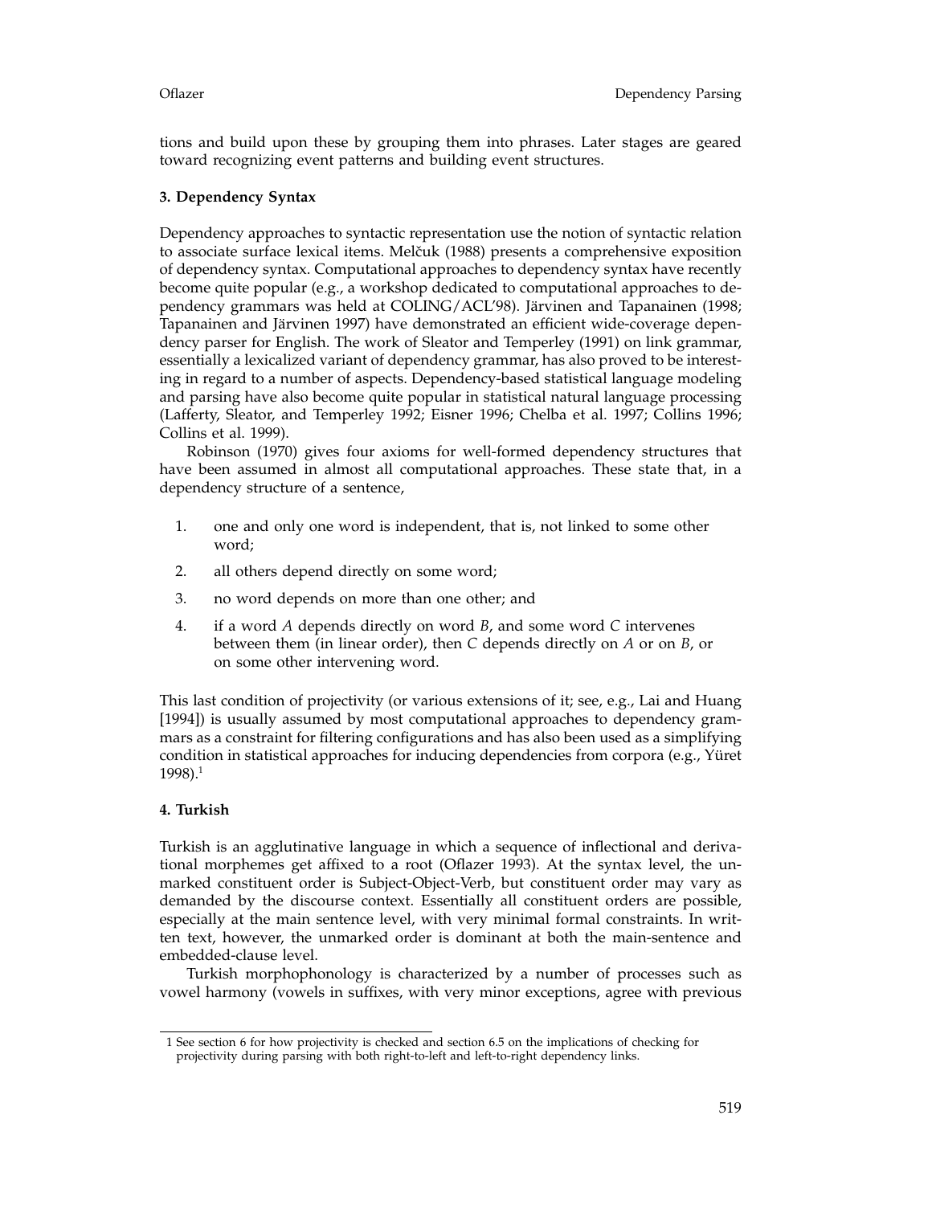tions and build upon these by grouping them into phrases. Later stages are geared toward recognizing event patterns and building event structures.

### 3. Dependency Syntax

Dependency approaches to syntactic representation use the notion of syntactic relation to associate surface lexical items. Melčuk (1988) presents a comprehensive exposition of dependency syntax. Computational approaches to dependency syntax have recently become quite popular (e.g., a workshop dedicated to computational approaches to dependency grammars was held at COLING/ACL'98). Järvinen and Tapanainen (1998; Tapanainen and Järvinen 1997) have demonstrated an efficient wide-coverage dependency parser for English. The work of Sleator and Temperley (1991) on link grammar, essentially a lexicalized variant of dependency grammar, has also proved to be interesting in regard to a number of aspects. Dependency-based statistical language modeling and parsing have also become quite popular in statistical natural language processing (Lafferty, Sleator, and Temperley 1992; Eisner 1996; Chelba et al. 1997; Collins 1996; Collins et al. 1999).

Robinson (1970) gives four axioms for well-formed dependency structures that have been assumed in almost all computational approaches. These state that, in a dependency structure of a sentence,

1. one and only one word is independent, that is, not linked to some other word;
2. all others depend directly on some word;
3. no word depends on more than one other; and
4. if a word *A* depends directly on word *B*, and some word *C* intervenes between them (in linear order), then *C* depends directly on *A* or on *B*, or on some other intervening word.

This last condition of projectivity (or various extensions of it; see, e.g., Lai and Huang [1994]) is usually assumed by most computational approaches to dependency grammars as a constraint for filtering configurations and has also been used as a simplifying condition in statistical approaches for inducing dependencies from corpora (e.g., Yüret 1998).[1]

### 4. Turkish

Turkish is an agglutinative language in which a sequence of inflectional and derivational morphemes get affixed to a root (Oflazer 1993). At the syntax level, the unmarked constituent order is Subject-Object-Verb, but constituent order may vary as demanded by the discourse context. Essentially all constituent orders are possible, especially at the main sentence level, with very minimal formal constraints. In written text, however, the unmarked order is dominant at both the main-sentence and embedded-clause level.

Turkish morphophonology is characterized by a number of processes such as vowel harmony (vowels in suffixes, with very minor exceptions, agree with previous

1 See section 6 for how projectivity is checked and section 6.5 on the implications of checking for projectivity during parsing with both right-to-left and left-to-right dependency links.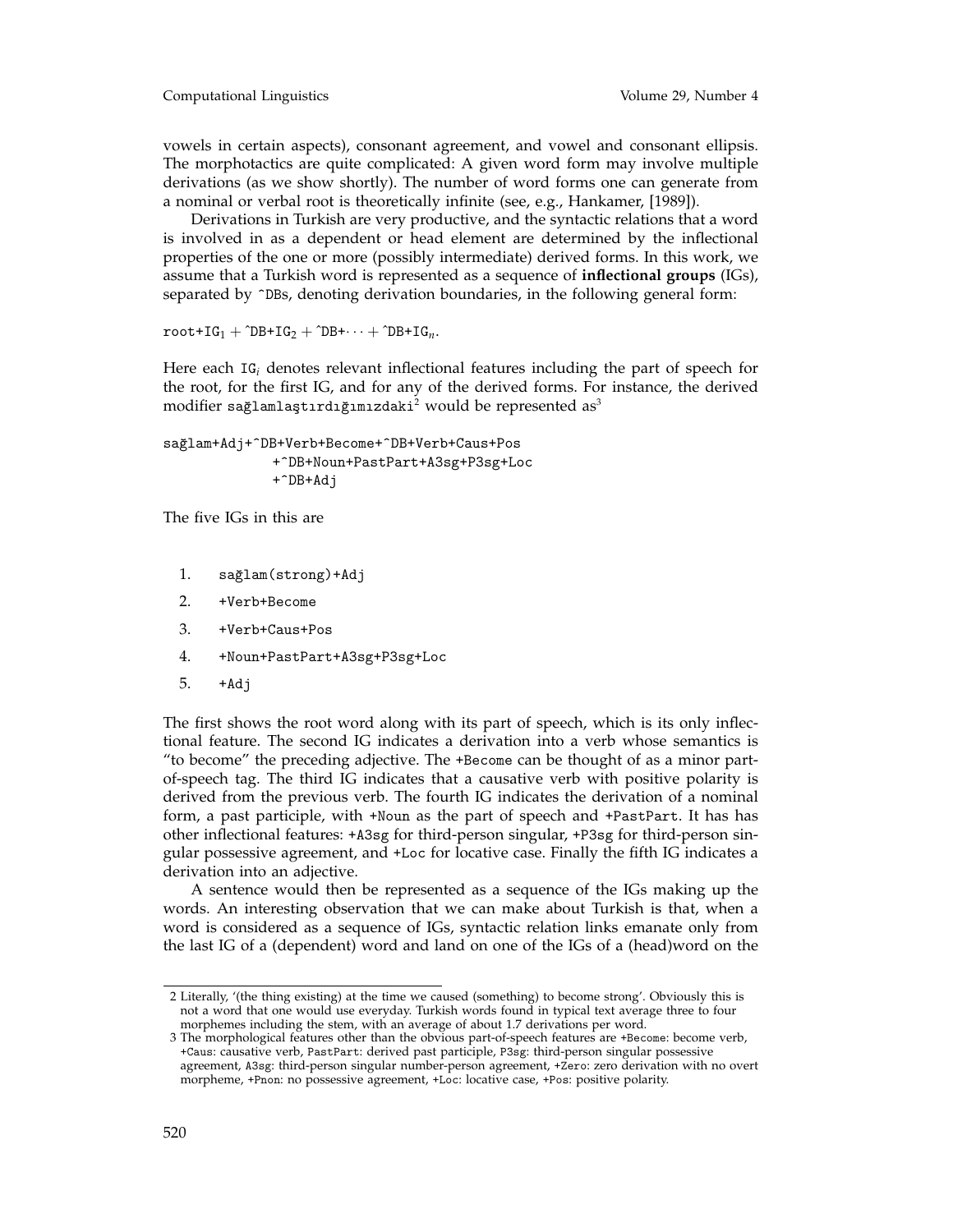vowels in certain aspects), consonant agreement, and vowel and consonant ellipsis. The morphotactics are quite complicated: A given word form may involve multiple derivations (as we show shortly). The number of word forms one can generate from a nominal or verbal root is theoretically infinite (see, e.g., Hankamer, [1989]).

Derivations in Turkish are very productive, and the syntactic relations that a word is involved in as a dependent or head element are determined by the inflectional properties of the one or more (possibly intermediate) derived forms. In this work, we assume that a Turkish word is represented as a sequence of **inflectional groups** (IGs), separated by `^DB`s, denoting derivation boundaries, in the following general form:

$\texttt{root+IG}_1 + \texttt{\^{}DB+IG}_2 + \texttt{\^{}DB+} \cdots + \texttt{\^{}DB+IG}_n.$

Here each $\texttt{IG}_i$ denotes relevant inflectional features including the part of speech for the root, for the first IG, and for any of the derived forms. For instance, the derived modifier `sağlamlaştırdığımızdaki`[2] would be represented as[3]

```
sağlam+Adj+^DB+Verb+Become+^DB+Verb+Caus+Pos
             +^DB+Noun+PastPart+A3sg+P3sg+Loc
             +^DB+Adj
```

The five IGs in this are

1. `sağlam(strong)+Adj`
2. `+Verb+Become`
3. `+Verb+Caus+Pos`
4. `+Noun+PastPart+A3sg+P3sg+Loc`
5. `+Adj`

The first shows the root word along with its part of speech, which is its only inflectional feature. The second IG indicates a derivation into a verb whose semantics is "to become" the preceding adjective. The `+Become` can be thought of as a minor part-of-speech tag. The third IG indicates that a causative verb with positive polarity is derived from the previous verb. The fourth IG indicates the derivation of a nominal form, a past participle, with `+Noun` as the part of speech and `+PastPart`. It has has other inflectional features: `+A3sg` for third-person singular, `+P3sg` for third-person singular possessive agreement, and `+Loc` for locative case. Finally the fifth IG indicates a derivation into an adjective.

A sentence would then be represented as a sequence of the IGs making up the words. An interesting observation that we can make about Turkish is that, when a word is considered as a sequence of IGs, syntactic relation links emanate only from the last IG of a (dependent) word and land on one of the IGs of a (head)word on the

---

2 Literally, '(the thing existing) at the time we caused (something) to become strong'. Obviously this is not a word that one would use everyday. Turkish words found in typical text average three to four morphemes including the stem, with an average of about 1.7 derivations per word.

3 The morphological features other than the obvious part-of-speech features are `+Become`: become verb, `+Caus`: causative verb, `PastPart`: derived past participle, `P3sg`: third-person singular possessive agreement, `A3sg`: third-person singular number-person agreement, `+Zero`: zero derivation with no overt morpheme, `+Pnon`: no possessive agreement, `+Loc`: locative case, `+Pos`: positive polarity.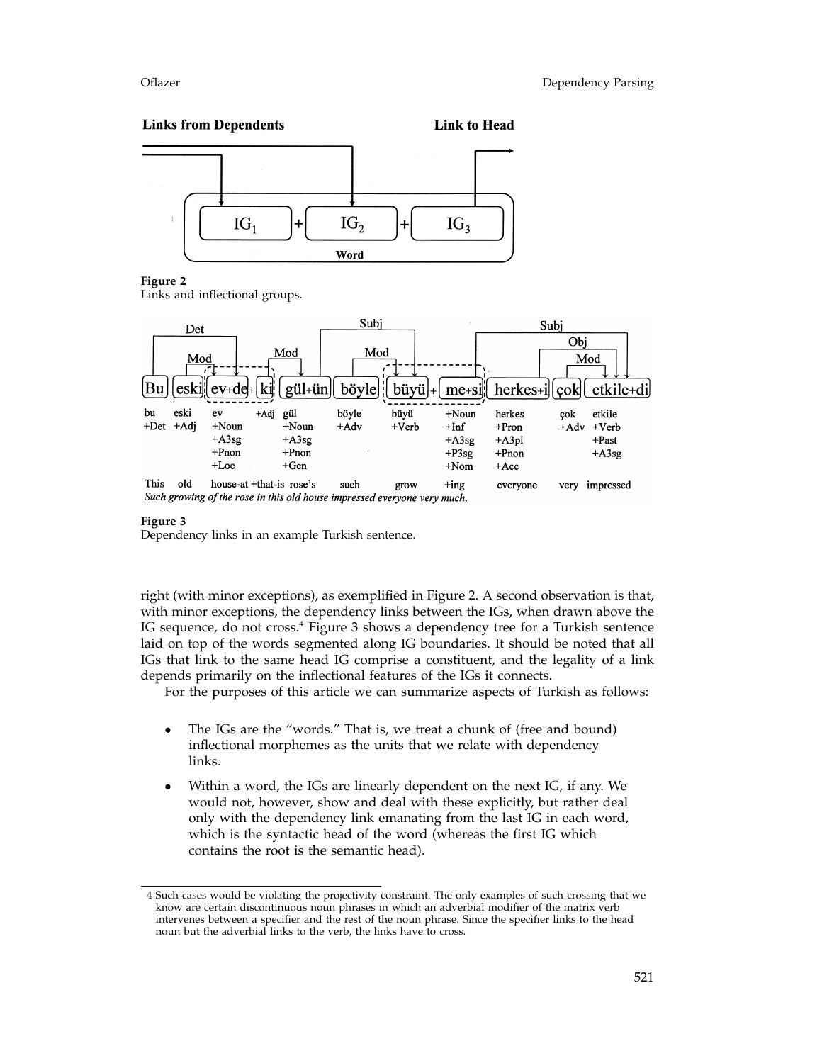**Figure 2**
Links and inflectional groups.

**Figure 3**
Dependency links in an example Turkish sentence.

right (with minor exceptions), as exemplified in Figure 2. A second observation is that, with minor exceptions, the dependency links between the IGs, when drawn above the IG sequence, do not cross.[4] Figure 3 shows a dependency tree for a Turkish sentence laid on top of the words segmented along IG boundaries. It should be noted that all IGs that link to the same head IG comprise a constituent, and the legality of a link depends primarily on the inflectional features of the IGs it connects.

For the purposes of this article we can summarize aspects of Turkish as follows:

- The IGs are the "words." That is, we treat a chunk of (free and bound) inflectional morphemes as the units that we relate with dependency links.
- Within a word, the IGs are linearly dependent on the next IG, if any. We would not, however, show and deal with these explicitly, but rather deal only with the dependency link emanating from the last IG in each word, which is the syntactic head of the word (whereas the first IG which contains the root is the semantic head).

---

[4] Such cases would be violating the projectivity constraint. The only examples of such crossing that we know are certain discontinuous noun phrases in which an adverbial modifier of the matrix verb intervenes between a specifier and the rest of the noun phrase. Since the specifier links to the head noun but the adverbial links to the verb, the links have to cross.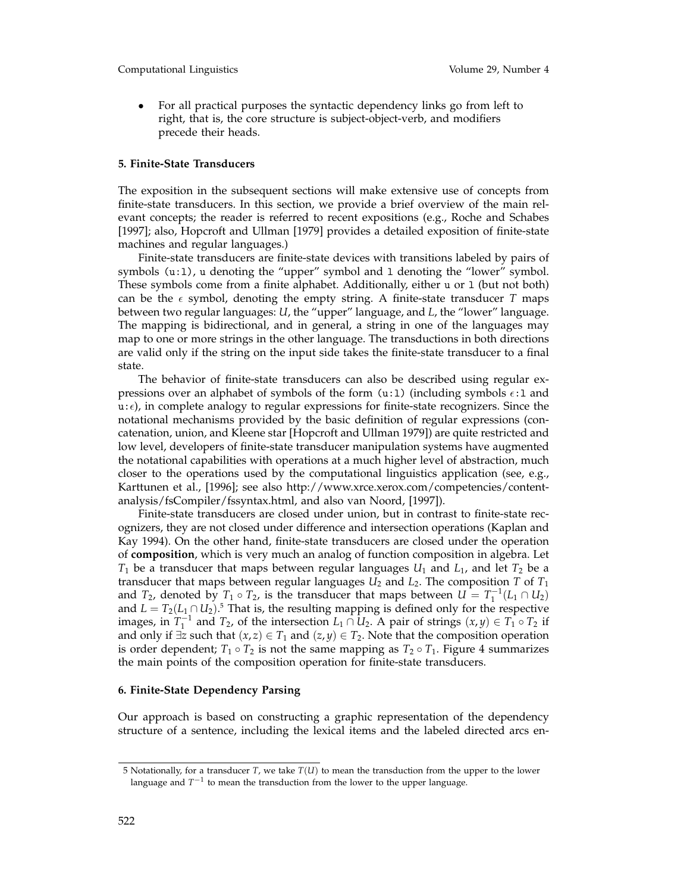- For all practical purposes the syntactic dependency links go from left to right, that is, the core structure is subject-object-verb, and modifiers precede their heads.

### 5. Finite-State Transducers

The exposition in the subsequent sections will make extensive use of concepts from finite-state transducers. In this section, we provide a brief overview of the main relevant concepts; the reader is referred to recent expositions (e.g., Roche and Schabes [1997]; also, Hopcroft and Ullman [1979] provides a detailed exposition of finite-state machines and regular languages.)

Finite-state transducers are finite-state devices with transitions labeled by pairs of symbols (`u:l`), `u` denoting the "upper" symbol and `l` denoting the "lower" symbol. These symbols come from a finite alphabet. Additionally, either `u` or `l` (but not both) can be the $\epsilon$ symbol, denoting the empty string. A finite-state transducer $T$ maps between two regular languages: $U$, the "upper" language, and $L$, the "lower" language. The mapping is bidirectional, and in general, a string in one of the languages may map to one or more strings in the other language. The transductions in both directions are valid only if the string on the input side takes the finite-state transducer to a final state.

The behavior of finite-state transducers can also be described using regular expressions over an alphabet of symbols of the form (`u:l`) (including symbols $\epsilon$`:l` and `u:`$\epsilon$), in complete analogy to regular expressions for finite-state recognizers. Since the notational mechanisms provided by the basic definition of regular expressions (concatenation, union, and Kleene star [Hopcroft and Ullman 1979]) are quite restricted and low level, developers of finite-state transducer manipulation systems have augmented the notational capabilities with operations at a much higher level of abstraction, much closer to the operations used by the computational linguistics application (see, e.g., Karttunen et al., [1996]; see also http://www.xrce.xerox.com/competencies/content-analysis/fsCompiler/fssyntax.html, and also van Noord, [1997]).

Finite-state transducers are closed under union, but in contrast to finite-state recognizers, they are not closed under difference and intersection operations (Kaplan and Kay 1994). On the other hand, finite-state transducers are closed under the operation of **composition**, which is very much an analog of function composition in algebra. Let $T_1$ be a transducer that maps between regular languages $U_1$ and $L_1$, and let $T_2$ be a transducer that maps between regular languages $U_2$ and $L_2$. The composition $T$ of $T_1$ and $T_2$, denoted by $T_1 \circ T_2$, is the transducer that maps between $U = T_1^{-1}(L_1 \cap U_2)$ and $L = T_2(L_1 \cap U_2)$.[5] That is, the resulting mapping is defined only for the respective images, in $T_1^{-1}$ and $T_2$, of the intersection $L_1 \cap U_2$. A pair of strings $(x, y) \in T_1 \circ T_2$ if and only if $\exists z$ such that $(x, z) \in T_1$ and $(z, y) \in T_2$. Note that the composition operation is order dependent; $T_1 \circ T_2$ is not the same mapping as $T_2 \circ T_1$. Figure 4 summarizes the main points of the composition operation for finite-state transducers.

### 6. Finite-State Dependency Parsing

Our approach is based on constructing a graphic representation of the dependency structure of a sentence, including the lexical items and the labeled directed arcs en-

5 Notationally, for a transducer $T$, we take $T(U)$ to mean the transduction from the upper to the lower language and $T^{-1}$ to mean the transduction from the lower to the upper language.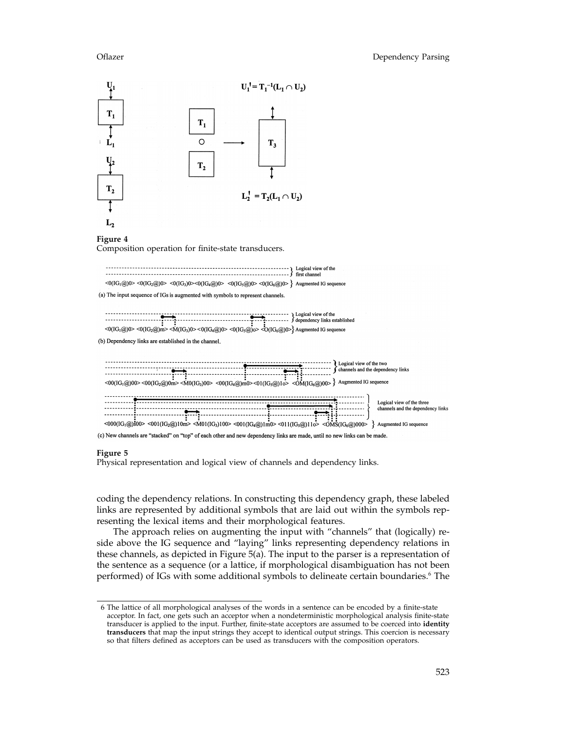**Figure 4**
Composition operation for finite-state transducers.

**Figure 5**
Physical representation and logical view of channels and dependency links.

coding the dependency relations. In constructing this dependency graph, these labeled links are represented by additional symbols that are laid out within the symbols representing the lexical items and their morphological features.

The approach relies on augmenting the input with "channels" that (logically) reside above the IG sequence and "laying" links representing dependency relations in these channels, as depicted in Figure 5(a). The input to the parser is a representation of the sentence as a sequence (or a lattice, if morphological disambiguation has not been performed) of IGs with some additional symbols to delineate certain boundaries.[6] The

---

[6] The lattice of all morphological analyses of the words in a sentence can be encoded by a finite-state acceptor. In fact, one gets such an acceptor when a nondeterministic morphological analysis finite-state transducer is applied to the input. Further, finite-state acceptors are assumed to be coerced into **identity transducers** that map the input strings they accept to identical output strings. This coercion is necessary so that filters defined as acceptors can be used as transducers with the composition operators.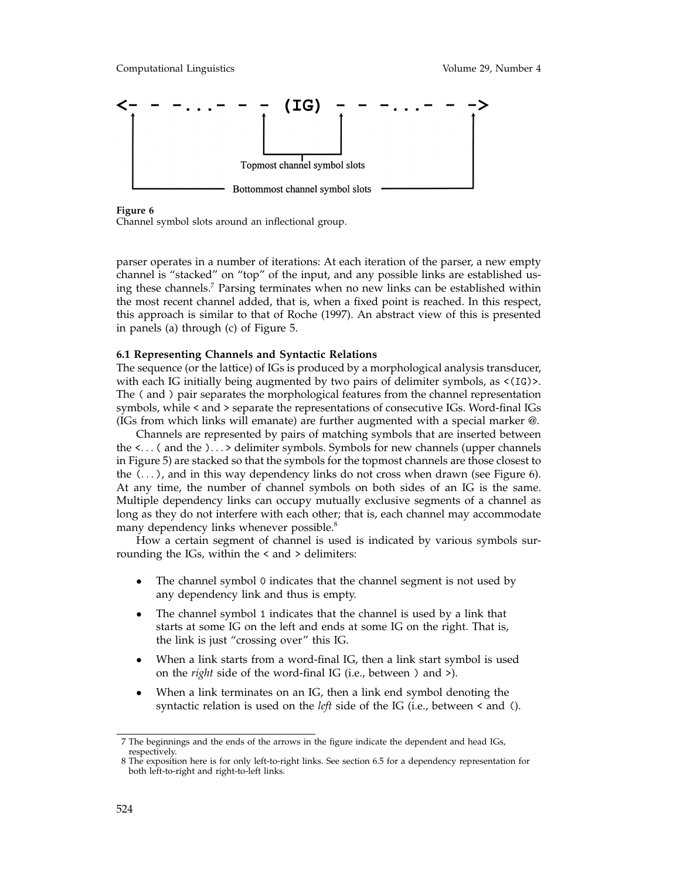```
<- - -...- - - (IG) - - -...- - ->
```

Topmost channel symbol slots

Bottommost channel symbol slots

**Figure 6**
Channel symbol slots around an inflectional group.

parser operates in a number of iterations: At each iteration of the parser, a new empty channel is "stacked" on "top" of the input, and any possible links are established using these channels.[7] Parsing terminates when no new links can be established within the most recent channel added, that is, when a fixed point is reached. In this respect, this approach is similar to that of Roche (1997). An abstract view of this is presented in panels (a) through (c) of Figure 5.

### 6.1 Representing Channels and Syntactic Relations

The sequence (or the lattice) of IGs is produced by a morphological analysis transducer, with each IG initially being augmented by two pairs of delimiter symbols, as `<(IG)>`. The `(` and `)` pair separates the morphological features from the channel representation symbols, while `<` and `>` separate the representations of consecutive IGs. Word-final IGs (IGs from which links will emanate) are further augmented with a special marker `@`.

Channels are represented by pairs of matching symbols that are inserted between the `<...(` and the `)...>` delimiter symbols. Symbols for new channels (upper channels in Figure 5) are stacked so that the symbols for the topmost channels are those closest to the `(...)`, and in this way dependency links do not cross when drawn (see Figure 6). At any time, the number of channel symbols on both sides of an IG is the same. Multiple dependency links can occupy mutually exclusive segments of a channel as long as they do not interfere with each other; that is, each channel may accommodate many dependency links whenever possible.[8]

How a certain segment of channel is used is indicated by various symbols surrounding the IGs, within the `<` and `>` delimiters:

- The channel symbol `0` indicates that the channel segment is not used by any dependency link and thus is empty.
- The channel symbol `1` indicates that the channel is used by a link that starts at some IG on the left and ends at some IG on the right. That is, the link is just "crossing over" this IG.
- When a link starts from a word-final IG, then a link start symbol is used on the *right* side of the word-final IG (i.e., between `)` and `>`).
- When a link terminates on an IG, then a link end symbol denoting the syntactic relation is used on the *left* side of the IG (i.e., between `<` and `(`).

---

7 The beginnings and the ends of the arrows in the figure indicate the dependent and head IGs, respectively.

8 The exposition here is for only left-to-right links. See section 6.5 for a dependency representation for both left-to-right and right-to-left links.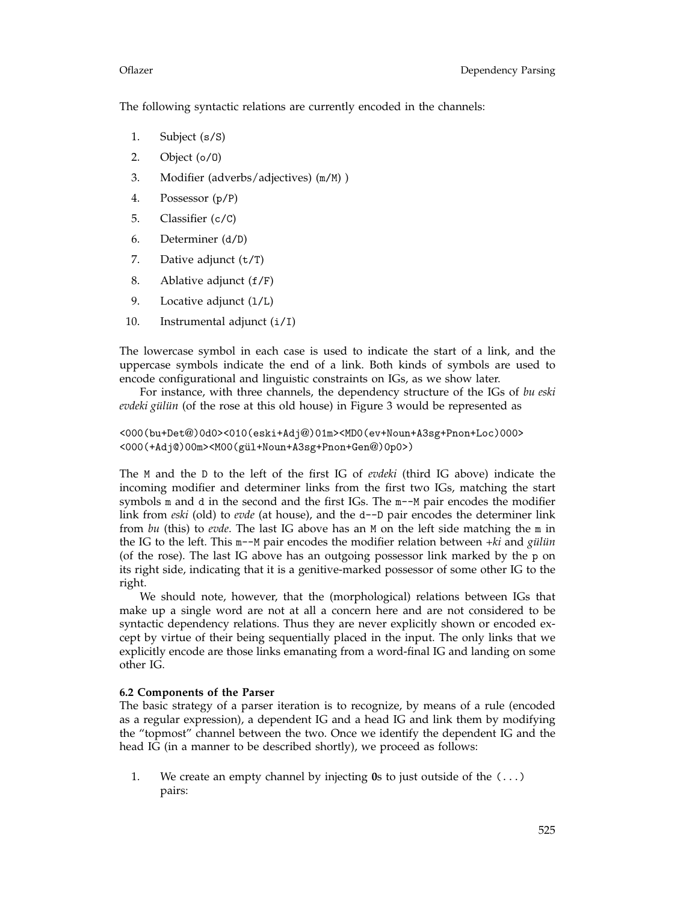The following syntactic relations are currently encoded in the channels:

1. Subject (`s/S`)
2. Object (`o/O`)
3. Modifier (adverbs/adjectives) (`m/M`) )
4. Possessor (`p/P`)
5. Classifier (`c/C`)
6. Determiner (`d/D`)
7. Dative adjunct (`t/T`)
8. Ablative adjunct (`f/F`)
9. Locative adjunct (`l/L`)
10. Instrumental adjunct (`i/I`)

The lowercase symbol in each case is used to indicate the start of a link, and the uppercase symbols indicate the end of a link. Both kinds of symbols are used to encode configurational and linguistic constraints on IGs, as we show later.

For instance, with three channels, the dependency structure of the IGs of *bu eski evdeki gülün* (of the rose at this old house) in Figure 3 would be represented as

```
<000(bu+Det@)0d0><010(eski+Adj@)01m><MD0(ev+Noun+A3sg+Pnon+Loc)000>
<000(+Adj@)00m><M00(gül+Noun+A3sg+Pnon+Gen@)0p0>)
```

The `M` and the `D` to the left of the first IG of *evdeki* (third IG above) indicate the incoming modifier and determiner links from the first two IGs, matching the start symbols `m` and `d` in the second and the first IGs. The `m--M` pair encodes the modifier link from *eski* (old) to *evde* (at house), and the `d--D` pair encodes the determiner link from *bu* (this) to *evde*. The last IG above has an `M` on the left side matching the `m` in the IG to the left. This `m--M` pair encodes the modifier relation between *+ki* and *gülün* (of the rose). The last IG above has an outgoing possessor link marked by the `p` on its right side, indicating that it is a genitive-marked possessor of some other IG to the right.

We should note, however, that the (morphological) relations between IGs that make up a single word are not at all a concern here and are not considered to be syntactic dependency relations. Thus they are never explicitly shown or encoded except by virtue of their being sequentially placed in the input. The only links that we explicitly encode are those links emanating from a word-final IG and landing on some other IG.

**6.2 Components of the Parser**

The basic strategy of a parser iteration is to recognize, by means of a rule (encoded as a regular expression), a dependent IG and a head IG and link them by modifying the "topmost" channel between the two. Once we identify the dependent IG and the head IG (in a manner to be described shortly), we proceed as follows:

1. We create an empty channel by injecting **0**s to just outside of the `(...)` pairs: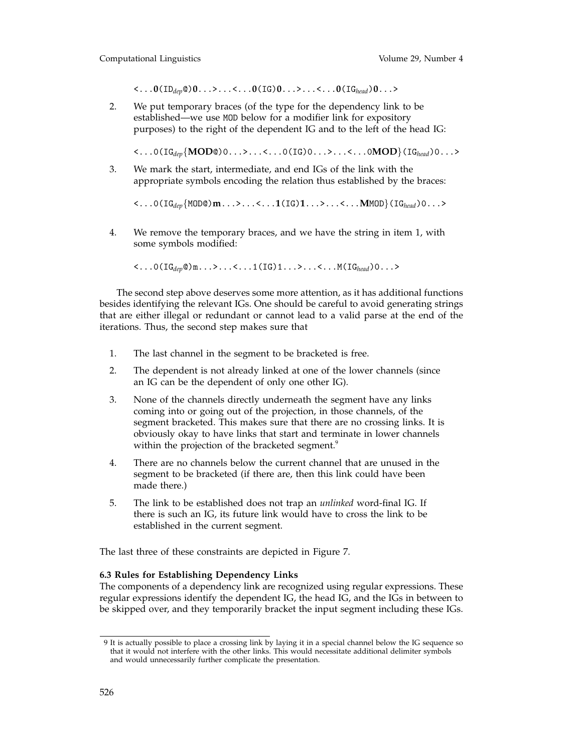<...**0**(ID$_{dep}$@)**0**...>...<...**0**(IG)**0**...>...<...**0**(IG$_{head}$)**0**...>

2. We put temporary braces (of the type for the dependency link to be established—we use MOD below for a modifier link for expository purposes) to the right of the dependent IG and to the left of the head IG:

   <...0(IG$_{dep}${**MOD**@)0...>...<...0(IG)0...>...<...0**MOD**}(IG$_{head}$)0...>

3. We mark the start, intermediate, and end IGs of the link with the appropriate symbols encoding the relation thus established by the braces:

   <...0(IG$_{dep}${MOD@)**m**...>...<...**1**(IG)**1**...>...<...**M**MOD}(IG$_{head}$)0...>

4. We remove the temporary braces, and we have the string in item 1, with some symbols modified:

   <...0(IG$_{dep}$@)m...>...<...1(IG)1...>...<...M(IG$_{head}$)0...>

The second step above deserves some more attention, as it has additional functions besides identifying the relevant IGs. One should be careful to avoid generating strings that are either illegal or redundant or cannot lead to a valid parse at the end of the iterations. Thus, the second step makes sure that

1. The last channel in the segment to be bracketed is free.
2. The dependent is not already linked at one of the lower channels (since an IG can be the dependent of only one other IG).
3. None of the channels directly underneath the segment have any links coming into or going out of the projection, in those channels, of the segment bracketed. This makes sure that there are no crossing links. It is obviously okay to have links that start and terminate in lower channels within the projection of the bracketed segment.[9]
4. There are no channels below the current channel that are unused in the segment to be bracketed (if there are, then this link could have been made there.)
5. The link to be established does not trap an *unlinked* word-final IG. If there is such an IG, its future link would have to cross the link to be established in the current segment.

The last three of these constraints are depicted in Figure 7.

### 6.3 Rules for Establishing Dependency Links

The components of a dependency link are recognized using regular expressions. These regular expressions identify the dependent IG, the head IG, and the IGs in between to be skipped over, and they temporarily bracket the input segment including these IGs.

[9] It is actually possible to place a crossing link by laying it in a special channel below the IG sequence so that it would not interfere with the other links. This would necessitate additional delimiter symbols and would unnecessarily further complicate the presentation.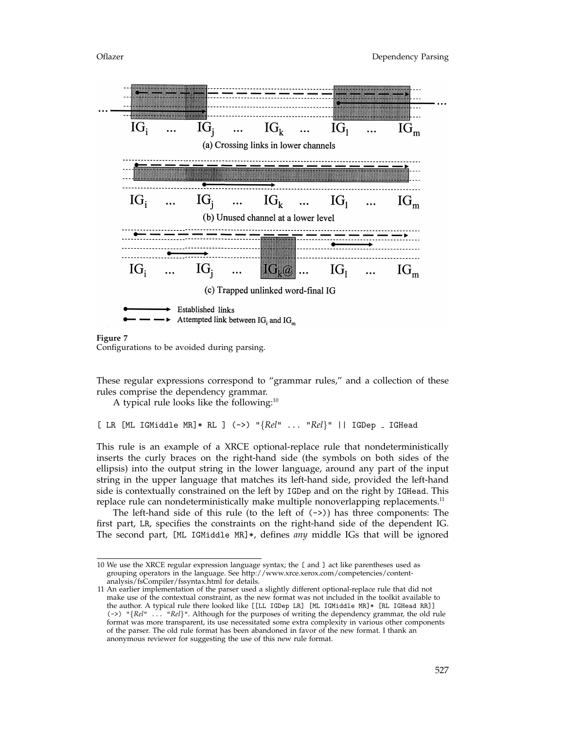**Figure 7**
Configurations to be avoided during parsing.

These regular expressions correspond to "grammar rules," and a collection of these rules comprise the dependency grammar.

A typical rule looks like the following:[10]

```
[ LR [ML IGMiddle MR]* RL ] (->) "{Rel" ... "Rel}" || IGDep _ IGHead
```

This rule is an example of a XRCE optional-replace rule that nondeterministically inserts the curly braces on the right-hand side (the symbols on both sides of the ellipsis) into the output string in the lower language, around any part of the input string in the upper language that matches its left-hand side, provided the left-hand side is contextually constrained on the left by IGDep and on the right by IGHead. This replace rule can nondeterministically make multiple nonoverlapping replacements.[11]

The left-hand side of this rule (to the left of (->)) has three components: The first part, LR, specifies the constraints on the right-hand side of the dependent IG. The second part, [ML IGMiddle MR]*, defines *any* middle IGs that will be ignored

---

10 We use the XRCE regular expression language syntax; the [ and ] act like parentheses used as grouping operators in the language. See http://www.xrce.xerox.com/competencies/content-analysis/fsCompiler/fssyntax.html for details.

11 An earlier implementation of the parser used a slightly different optional-replace rule that did not make use of the contextual constraint, as the new format was not included in the toolkit available to the author. A typical rule there looked like [[LL IGDep LR] [ML IGMiddle MR]* [RL IGHead RR]] (->) "{*Rel*" ... "*Rel*}". Although for the purposes of writing the dependency grammar, the old rule format was more transparent, its use necessitated some extra complexity in various other components of the parser. The old rule format has been abandoned in favor of the new format. I thank an anonymous reviewer for suggesting the use of this new rule format.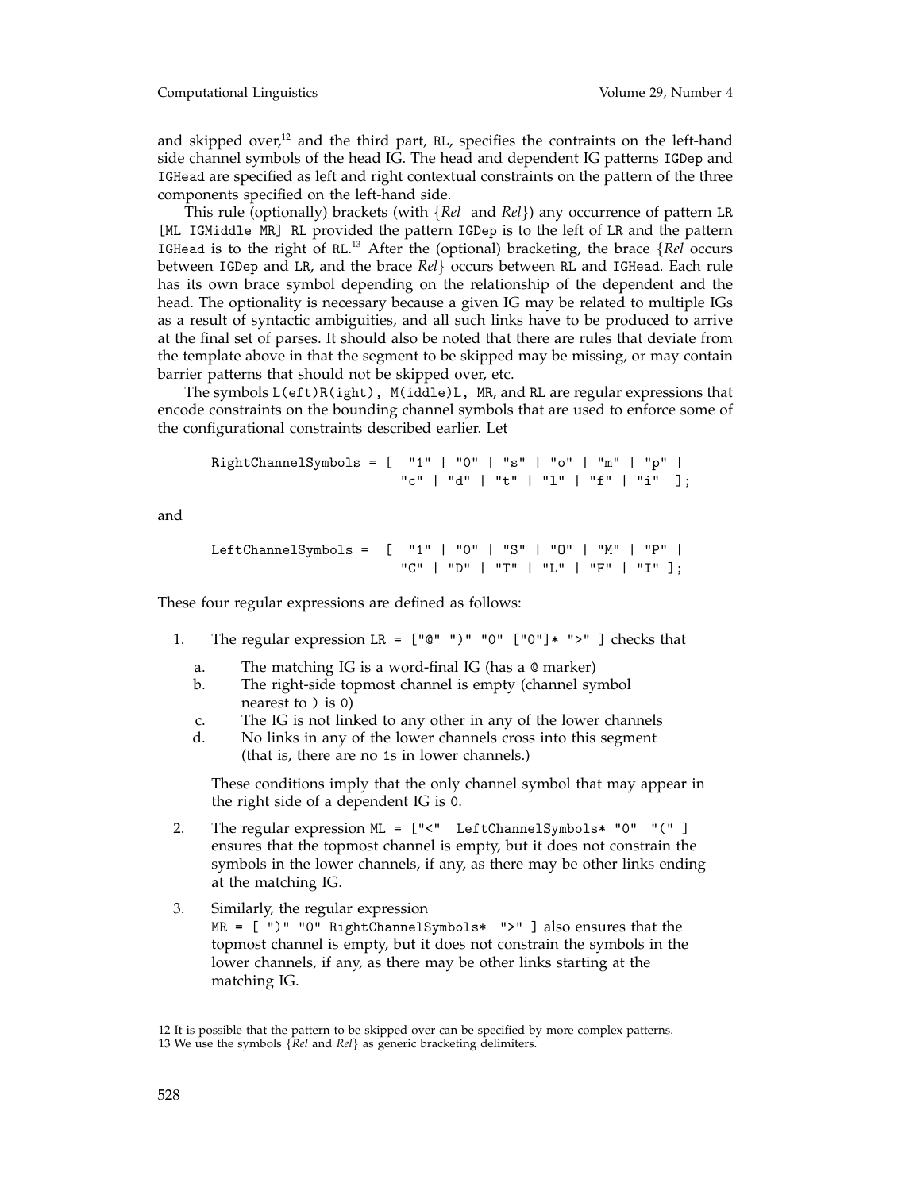and skipped over,[12] and the third part, `RL`, specifies the contraints on the left-hand side channel symbols of the head IG. The head and dependent IG patterns `IGDep` and `IGHead` are specified as left and right contextual constraints on the pattern of the three components specified on the left-hand side.

This rule (optionally) brackets (with {*Rel* and *Rel*}) any occurrence of pattern `LR [ML IGMiddle MR] RL` provided the pattern `IGDep` is to the left of `LR` and the pattern `IGHead` is to the right of `RL`.[13] After the (optional) bracketing, the brace {*Rel* occurs between `IGDep` and `LR`, and the brace *Rel*} occurs between `RL` and `IGHead`. Each rule has its own brace symbol depending on the relationship of the dependent and the head. The optionality is necessary because a given IG may be related to multiple IGs as a result of syntactic ambiguities, and all such links have to be produced to arrive at the final set of parses. It should also be noted that there are rules that deviate from the template above in that the segment to be skipped may be missing, or may contain barrier patterns that should not be skipped over, etc.

The symbols `L(eft)R(ight)`, `M(iddle)L`, `MR`, and `RL` are regular expressions that encode constraints on the bounding channel symbols that are used to enforce some of the configurational constraints described earlier. Let

```
RightChannelSymbols = [  "1" | "0" | "s" | "o" | "m" | "p" |
                         "c" | "d" | "t" | "l" | "f" | "i"  ];
```

and

```
LeftChannelSymbols =  [  "1" | "0" | "S" | "O" | "M" | "P" |
                         "C" | "D" | "T" | "L" | "F" | "I" ];
```

These four regular expressions are defined as follows:

1. The regular expression `LR = ["@" ")" "0" ["0"]* ">" ]` checks that
   a. The matching IG is a word-final IG (has a `@` marker)
   b. The right-side topmost channel is empty (channel symbol nearest to `)` is `0`)
   c. The IG is not linked to any other in any of the lower channels
   d. No links in any of the lower channels cross into this segment (that is, there are no `1`s in lower channels.)

   These conditions imply that the only channel symbol that may appear in the right side of a dependent IG is `0`.

2. The regular expression `ML = ["<"  LeftChannelSymbols* "0"  "(" ]` ensures that the topmost channel is empty, but it does not constrain the symbols in the lower channels, if any, as there may be other links ending at the matching IG.

3. Similarly, the regular expression `MR = [ ")" "0" RightChannelSymbols*  ">" ]` also ensures that the topmost channel is empty, but it does not constrain the symbols in the lower channels, if any, as there may be other links starting at the matching IG.

---

12 It is possible that the pattern to be skipped over can be specified by more complex patterns.

13 We use the symbols {*Rel* and *Rel*} as generic bracketing delimiters.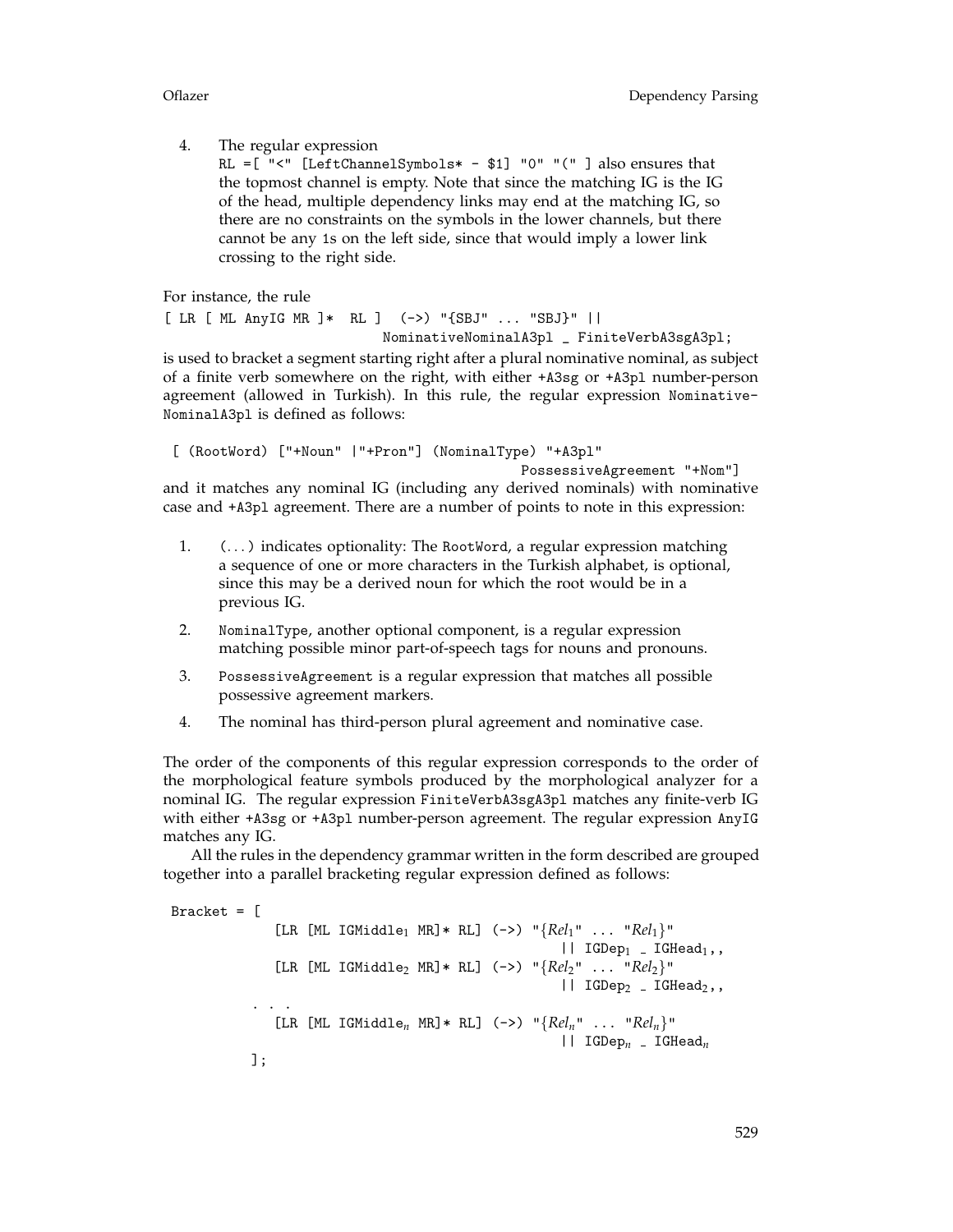4. The regular expression
   `RL =[ "<" [LeftChannelSymbols* - $1] "0" "(" ]` also ensures that the topmost channel is empty. Note that since the matching IG is the IG of the head, multiple dependency links may end at the matching IG, so there are no constraints on the symbols in the lower channels, but there cannot be any `1`s on the left side, since that would imply a lower link crossing to the right side.

For instance, the rule

```
[ LR [ ML AnyIG MR ]*  RL ]  (->) "{SBJ" ... "SBJ}" ||
                              NominativeNominalA3pl _ FiniteVerbA3sgA3pl;
```

is used to bracket a segment starting right after a plural nominative nominal, as subject of a finite verb somewhere on the right, with either `+A3sg` or `+A3pl` number-person agreement (allowed in Turkish). In this rule, the regular expression `NominativeNominalA3pl` is defined as follows:

```
[ (RootWord) ["+Noun" |"+Pron"] (NominalType) "+A3pl"
                                            PossessiveAgreement "+Nom"]
```

and it matches any nominal IG (including any derived nominals) with nominative case and `+A3pl` agreement. There are a number of points to note in this expression:

1. (...) indicates optionality: The `RootWord`, a regular expression matching a sequence of one or more characters in the Turkish alphabet, is optional, since this may be a derived noun for which the root would be in a previous IG.
2. `NominalType`, another optional component, is a regular expression matching possible minor part-of-speech tags for nouns and pronouns.
3. `PossessiveAgreement` is a regular expression that matches all possible possessive agreement markers.
4. The nominal has third-person plural agreement and nominative case.

The order of the components of this regular expression corresponds to the order of the morphological feature symbols produced by the morphological analyzer for a nominal IG. The regular expression `FiniteVerbA3sgA3pl` matches any finite-verb IG with either `+A3sg` or `+A3pl` number-person agreement. The regular expression `AnyIG` matches any IG.

All the rules in the dependency grammar written in the form described are grouped together into a parallel bracketing regular expression defined as follows:

```
Bracket = [
            [LR [ML IGMiddle_1 MR]* RL] (->) "{Rel_1" ... "Rel_1}"
                                         || IGDep_1 _ IGHead_1,,
            [LR [ML IGMiddle_2 MR]* RL] (->) "{Rel_2" ... "Rel_2}"
                                         || IGDep_2 _ IGHead_2,,
          . . .
            [LR [ML IGMiddle_n MR]* RL] (->) "{Rel_n" ... "Rel_n}"
                                         || IGDep_n _ IGHead_n
          ];
```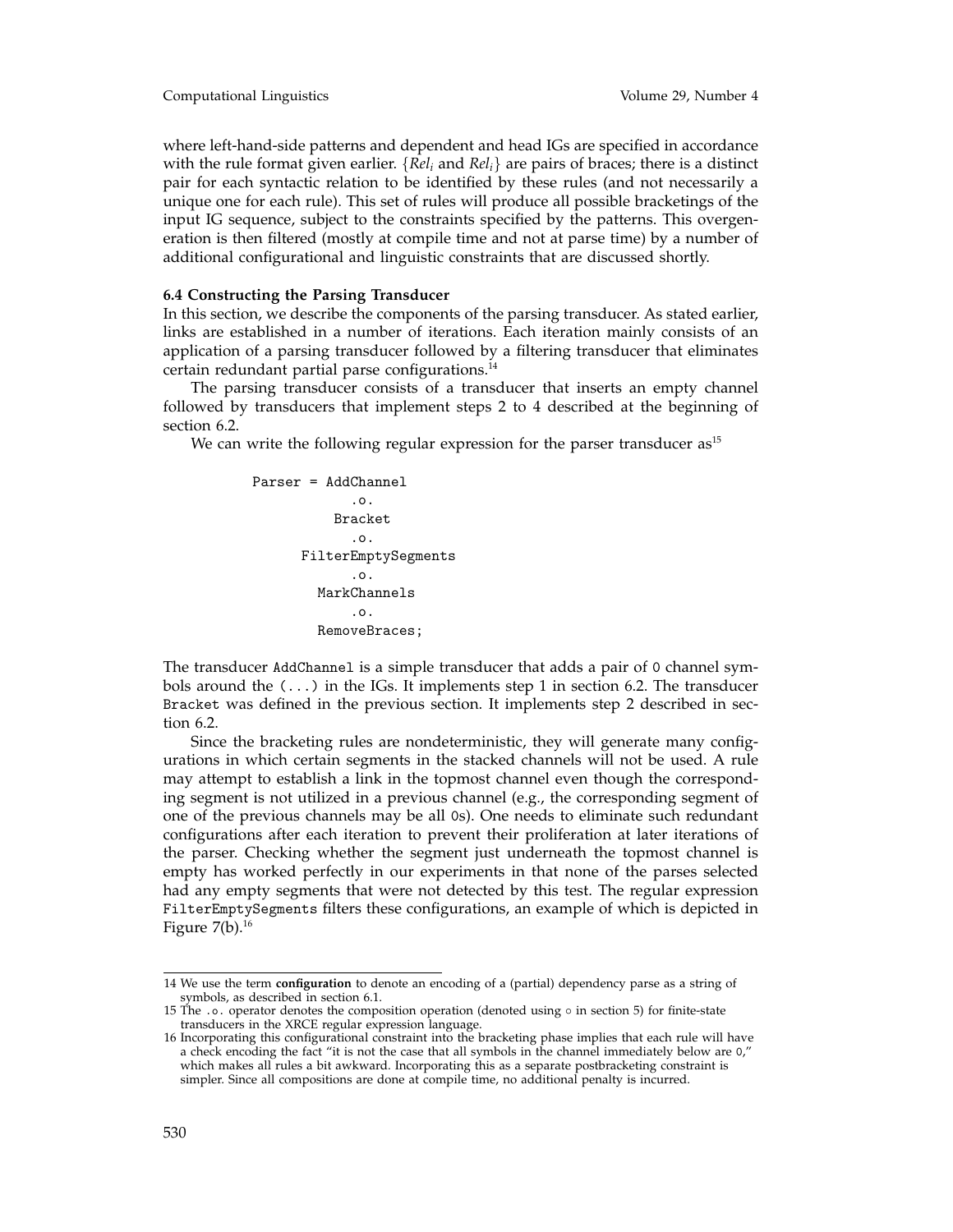where left-hand-side patterns and dependent and head IGs are specified in accordance with the rule format given earlier. $\{Rel_i$ and $Rel_i\}$ are pairs of braces; there is a distinct pair for each syntactic relation to be identified by these rules (and not necessarily a unique one for each rule). This set of rules will produce all possible bracketings of the input IG sequence, subject to the constraints specified by the patterns. This overgeneration is then filtered (mostly at compile time and not at parse time) by a number of additional configurational and linguistic constraints that are discussed shortly.

### 6.4 Constructing the Parsing Transducer

In this section, we describe the components of the parsing transducer. As stated earlier, links are established in a number of iterations. Each iteration mainly consists of an application of a parsing transducer followed by a filtering transducer that eliminates certain redundant partial parse configurations.[14]

The parsing transducer consists of a transducer that inserts an empty channel followed by transducers that implement steps 2 to 4 described at the beginning of section 6.2.

We can write the following regular expression for the parser transducer as[15]

```
Parser = AddChannel
              .o.
            Bracket
              .o.
        FilterEmptySegments
              .o.
          MarkChannels
              .o.
          RemoveBraces;
```

The transducer `AddChannel` is a simple transducer that adds a pair of `0` channel symbols around the `(...)` in the IGs. It implements step 1 in section 6.2. The transducer `Bracket` was defined in the previous section. It implements step 2 described in section 6.2.

Since the bracketing rules are nondeterministic, they will generate many configurations in which certain segments in the stacked channels will not be used. A rule may attempt to establish a link in the topmost channel even though the corresponding segment is not utilized in a previous channel (e.g., the corresponding segment of one of the previous channels may be all `0`s). One needs to eliminate such redundant configurations after each iteration to prevent their proliferation at later iterations of the parser. Checking whether the segment just underneath the topmost channel is empty has worked perfectly in our experiments in that none of the parses selected had any empty segments that were not detected by this test. The regular expression `FilterEmptySegments` filters these configurations, an example of which is depicted in Figure 7(b).[16]

---

14 We use the term **configuration** to denote an encoding of a (partial) dependency parse as a string of symbols, as described in section 6.1.

15 The `.o.` operator denotes the composition operation (denoted using $\circ$ in section 5) for finite-state transducers in the XRCE regular expression language.

16 Incorporating this configurational constraint into the bracketing phase implies that each rule will have a check encoding the fact "it is not the case that all symbols in the channel immediately below are `0`," which makes all rules a bit awkward. Incorporating this as a separate postbracketing constraint is simpler. Since all compositions are done at compile time, no additional penalty is incurred.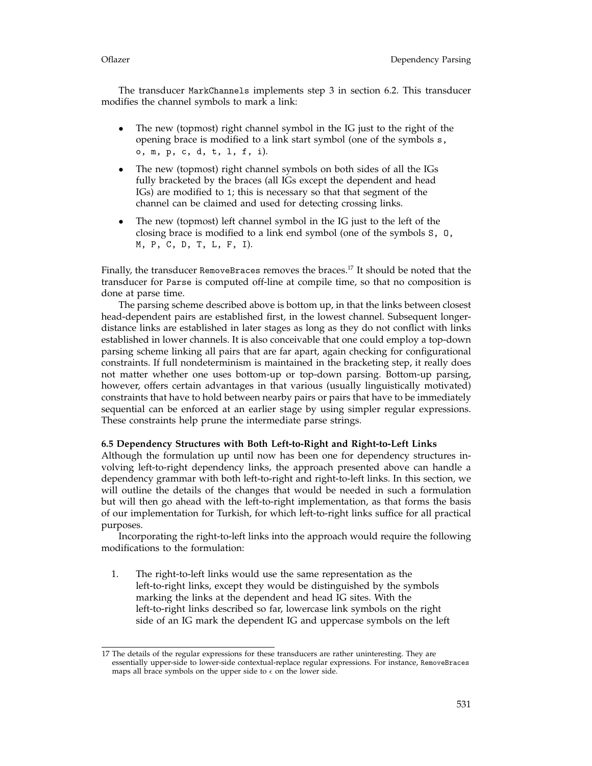The transducer `MarkChannels` implements step 3 in section 6.2. This transducer modifies the channel symbols to mark a link:

- The new (topmost) right channel symbol in the IG just to the right of the opening brace is modified to a link start symbol (one of the symbols `s, o, m, p, c, d, t, l, f, i`).
- The new (topmost) right channel symbols on both sides of all the IGs fully bracketed by the braces (all IGs except the dependent and head IGs) are modified to `1`; this is necessary so that that segment of the channel can be claimed and used for detecting crossing links.
- The new (topmost) left channel symbol in the IG just to the left of the closing brace is modified to a link end symbol (one of the symbols `S, O, M, P, C, D, T, L, F, I`).

Finally, the transducer `RemoveBraces` removes the braces.[17] It should be noted that the transducer for `Parse` is computed off-line at compile time, so that no composition is done at parse time.

The parsing scheme described above is bottom up, in that the links between closest head-dependent pairs are established first, in the lowest channel. Subsequent longer-distance links are established in later stages as long as they do not conflict with links established in lower channels. It is also conceivable that one could employ a top-down parsing scheme linking all pairs that are far apart, again checking for configurational constraints. If full nondeterminism is maintained in the bracketing step, it really does not matter whether one uses bottom-up or top-down parsing. Bottom-up parsing, however, offers certain advantages in that various (usually linguistically motivated) constraints that have to hold between nearby pairs or pairs that have to be immediately sequential can be enforced at an earlier stage by using simpler regular expressions. These constraints help prune the intermediate parse strings.

**6.5 Dependency Structures with Both Left-to-Right and Right-to-Left Links**

Although the formulation up until now has been one for dependency structures involving left-to-right dependency links, the approach presented above can handle a dependency grammar with both left-to-right and right-to-left links. In this section, we will outline the details of the changes that would be needed in such a formulation but will then go ahead with the left-to-right implementation, as that forms the basis of our implementation for Turkish, for which left-to-right links suffice for all practical purposes.

Incorporating the right-to-left links into the approach would require the following modifications to the formulation:

1. The right-to-left links would use the same representation as the left-to-right links, except they would be distinguished by the symbols marking the links at the dependent and head IG sites. With the left-to-right links described so far, lowercase link symbols on the right side of an IG mark the dependent IG and uppercase symbols on the left

---

[17] The details of the regular expressions for these transducers are rather uninteresting. They are essentially upper-side to lower-side contextual-replace regular expressions. For instance, `RemoveBraces` maps all brace symbols on the upper side to $\epsilon$ on the lower side.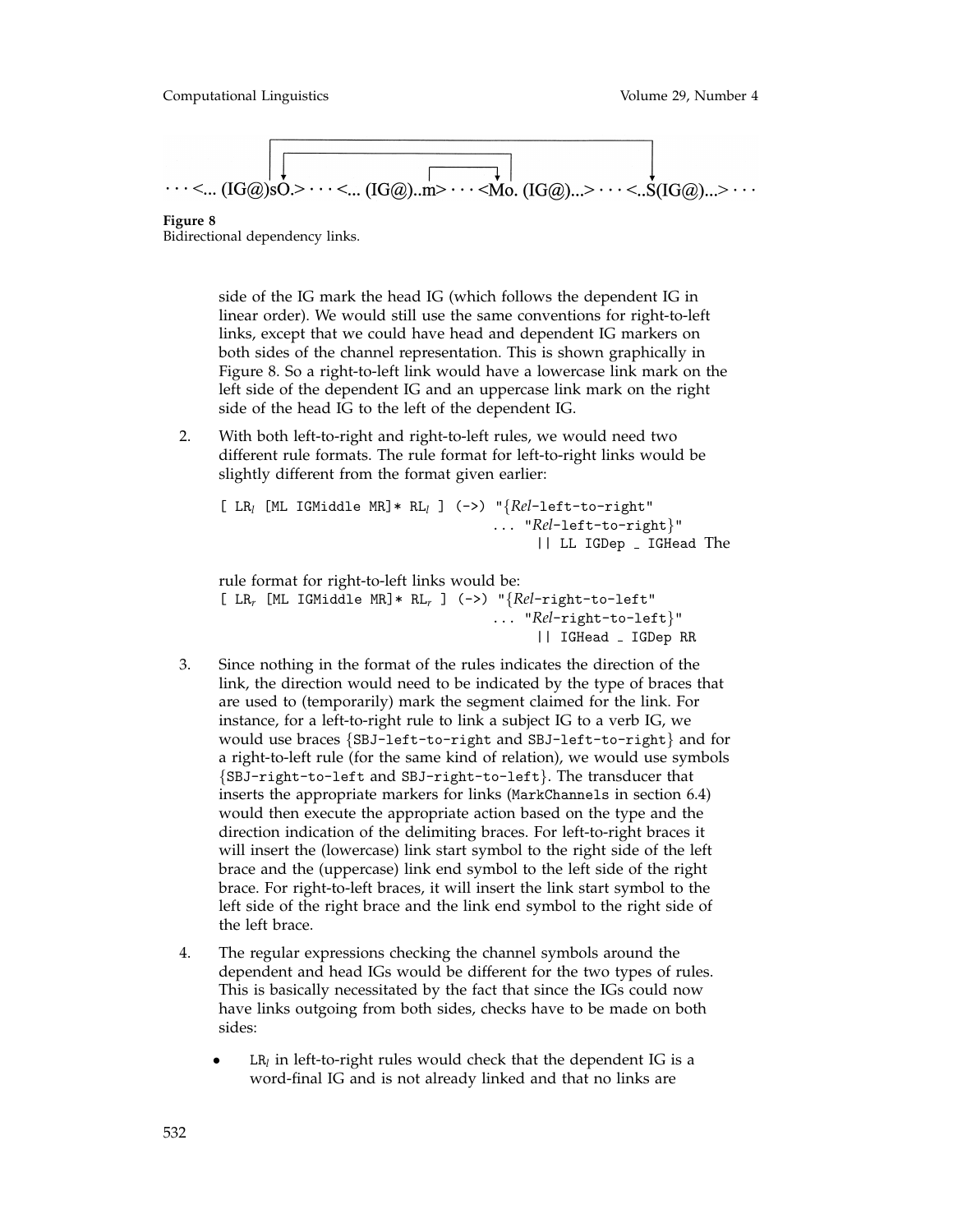· · · <... (IG@)sO.> · · · <... (IG@)..m> · · · <Mo. (IG@)...> · · · <..S(IG@)...> · · ·

**Figure 8**
Bidirectional dependency links.

side of the IG mark the head IG (which follows the dependent IG in linear order). We would still use the same conventions for right-to-left links, except that we could have head and dependent IG markers on both sides of the channel representation. This is shown graphically in Figure 8. So a right-to-left link would have a lowercase link mark on the left side of the dependent IG and an uppercase link mark on the right side of the head IG to the left of the dependent IG.

2. With both left-to-right and right-to-left rules, we would need two different rule formats. The rule format for left-to-right links would be slightly different from the format given earlier:

```
[ LR_l [ML IGMiddle MR]* RL_l ] (->) "{Rel-left-to-right"
                                   ... "Rel-left-to-right}"
                                        || LL IGDep _ IGHead
```

The rule format for right-to-left links would be:

```
[ LR_r [ML IGMiddle MR]* RL_r ] (->) "{Rel-right-to-left"
                                   ... "Rel-right-to-left}"
                                        || IGHead _ IGDep RR
```

3. Since nothing in the format of the rules indicates the direction of the link, the direction would need to be indicated by the type of braces that are used to (temporarily) mark the segment claimed for the link. For instance, for a left-to-right rule to link a subject IG to a verb IG, we would use braces {SBJ-left-to-right and SBJ-left-to-right} and for a right-to-left rule (for the same kind of relation), we would use symbols {SBJ-right-to-left and SBJ-right-to-left}. The transducer that inserts the appropriate markers for links (MarkChannels in section 6.4) would then execute the appropriate action based on the type and the direction indication of the delimiting braces. For left-to-right braces it will insert the (lowercase) link start symbol to the right side of the left brace and the (uppercase) link end symbol to the left side of the right brace. For right-to-left braces, it will insert the link start symbol to the left side of the right brace and the link end symbol to the right side of the left brace.

4. The regular expressions checking the channel symbols around the dependent and head IGs would be different for the two types of rules. This is basically necessitated by the fact that since the IGs could now have links outgoing from both sides, checks have to be made on both sides:

   - $LR_l$ in left-to-right rules would check that the dependent IG is a word-final IG and is not already linked and that no links are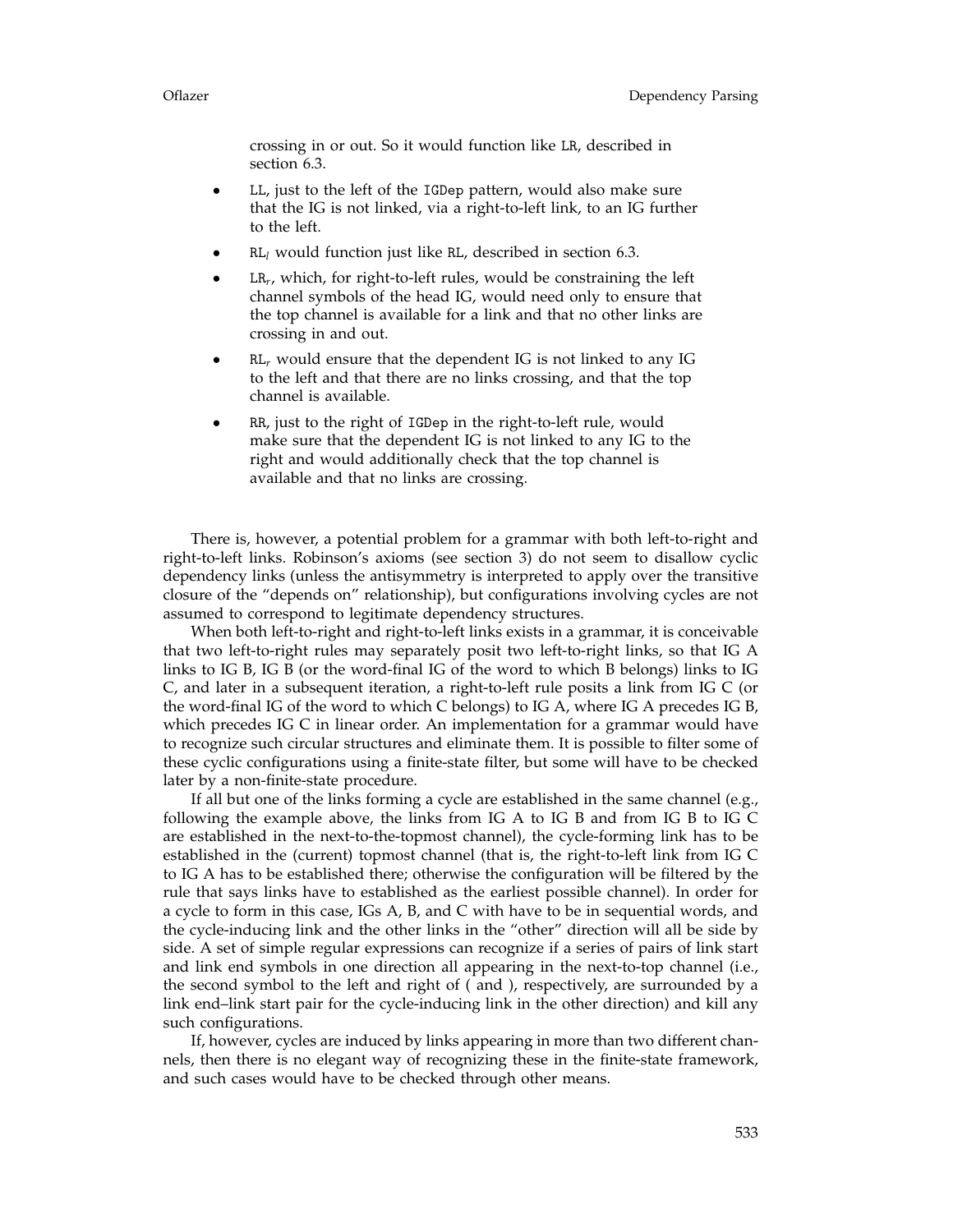crossing in or out. So it would function like LR, described in section 6.3.

- LL, just to the left of the IGDep pattern, would also make sure that the IG is not linked, via a right-to-left link, to an IG further to the left.
- $\mathtt{RL}_l$ would function just like RL, described in section 6.3.
- $\mathtt{LR}_r$, which, for right-to-left rules, would be constraining the left channel symbols of the head IG, would need only to ensure that the top channel is available for a link and that no other links are crossing in and out.
- $\mathtt{RL}_r$ would ensure that the dependent IG is not linked to any IG to the left and that there are no links crossing, and that the top channel is available.
- RR, just to the right of IGDep in the right-to-left rule, would make sure that the dependent IG is not linked to any IG to the right and would additionally check that the top channel is available and that no links are crossing.

There is, however, a potential problem for a grammar with both left-to-right and right-to-left links. Robinson's axioms (see section 3) do not seem to disallow cyclic dependency links (unless the antisymmetry is interpreted to apply over the transitive closure of the "depends on" relationship), but configurations involving cycles are not assumed to correspond to legitimate dependency structures.

When both left-to-right and right-to-left links exists in a grammar, it is conceivable that two left-to-right rules may separately posit two left-to-right links, so that IG A links to IG B, IG B (or the word-final IG of the word to which B belongs) links to IG C, and later in a subsequent iteration, a right-to-left rule posits a link from IG C (or the word-final IG of the word to which C belongs) to IG A, where IG A precedes IG B, which precedes IG C in linear order. An implementation for a grammar would have to recognize such circular structures and eliminate them. It is possible to filter some of these cyclic configurations using a finite-state filter, but some will have to be checked later by a non-finite-state procedure.

If all but one of the links forming a cycle are established in the same channel (e.g., following the example above, the links from IG A to IG B and from IG B to IG C are established in the next-to-the-topmost channel), the cycle-forming link has to be established in the (current) topmost channel (that is, the right-to-left link from IG C to IG A has to be established there; otherwise the configuration will be filtered by the rule that says links have to established as the earliest possible channel). In order for a cycle to form in this case, IGs A, B, and C with have to be in sequential words, and the cycle-inducing link and the other links in the "other" direction will all be side by side. A set of simple regular expressions can recognize if a series of pairs of link start and link end symbols in one direction all appearing in the next-to-top channel (i.e., the second symbol to the left and right of ( and ), respectively, are surrounded by a link end–link start pair for the cycle-inducing link in the other direction) and kill any such configurations.

If, however, cycles are induced by links appearing in more than two different channels, then there is no elegant way of recognizing these in the finite-state framework, and such cases would have to be checked through other means.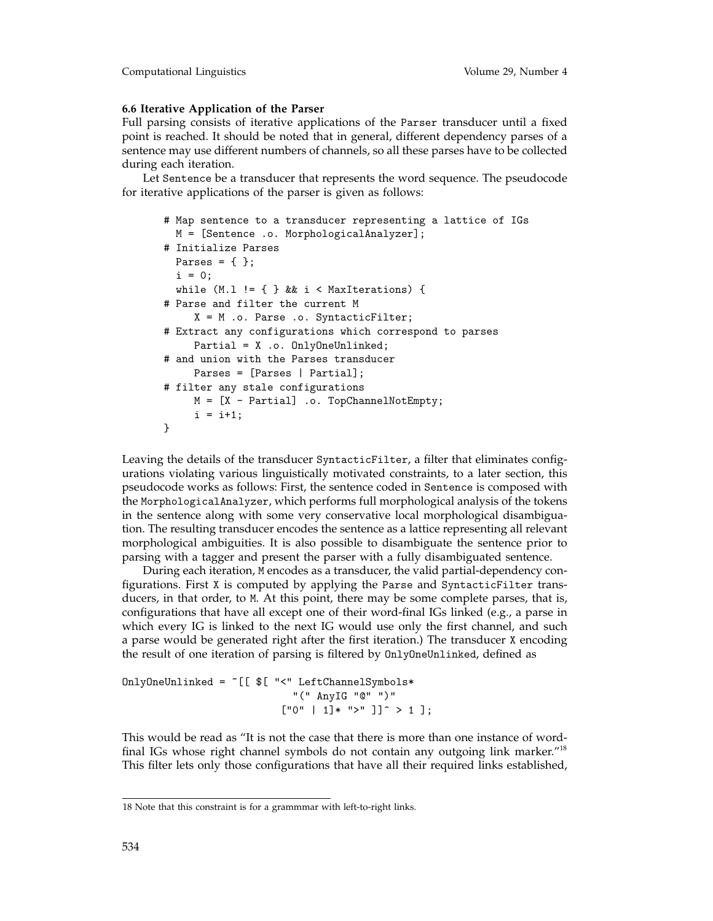### 6.6 Iterative Application of the Parser

Full parsing consists of iterative applications of the Parser transducer until a fixed point is reached. It should be noted that in general, different dependency parses of a sentence may use different numbers of channels, so all these parses have to be collected during each iteration.

Let Sentence be a transducer that represents the word sequence. The pseudocode for iterative applications of the parser is given as follows:

```
# Map sentence to a transducer representing a lattice of IGs
  M = [Sentence .o. MorphologicalAnalyzer];
# Initialize Parses
  Parses = { };
  i = 0;
  while (M.l != { } && i < MaxIterations) {
# Parse and filter the current M
     X = M .o. Parse .o. SyntacticFilter;
# Extract any configurations which correspond to parses
     Partial = X .o. OnlyOneUnlinked;
# and union with the Parses transducer
     Parses = [Parses | Partial];
# filter any stale configurations
     M = [X - Partial] .o. TopChannelNotEmpty;
     i = i+1;
}
```

Leaving the details of the transducer SyntacticFilter, a filter that eliminates configurations violating various linguistically motivated constraints, to a later section, this pseudocode works as follows: First, the sentence coded in Sentence is composed with the MorphologicalAnalyzer, which performs full morphological analysis of the tokens in the sentence along with some very conservative local morphological disambiguation. The resulting transducer encodes the sentence as a lattice representing all relevant morphological ambiguities. It is also possible to disambiguate the sentence prior to parsing with a tagger and present the parser with a fully disambiguated sentence.

During each iteration, M encodes as a transducer, the valid partial-dependency configurations. First X is computed by applying the Parse and SyntacticFilter transducers, in that order, to M. At this point, there may be some complete parses, that is, configurations that have all except one of their word-final IGs linked (e.g., a parse in which every IG is linked to the next IG would use only the first channel, and such a parse would be generated right after the first iteration.) The transducer X encoding the result of one iteration of parsing is filtered by OnlyOneUnlinked, defined as

```
OnlyOneUnlinked = ~[[ $[ "<" LeftChannelSymbols*
                         "(" AnyIG "@" ")"
                       ["0" | 1]* ">" ]]^ > 1 ];
```

This would be read as "It is not the case that there is more than one instance of word-final IGs whose right channel symbols do not contain any outgoing link marker."[18] This filter lets only those configurations that have all their required links established,

---

[18] Note that this constraint is for a grammmar with left-to-right links.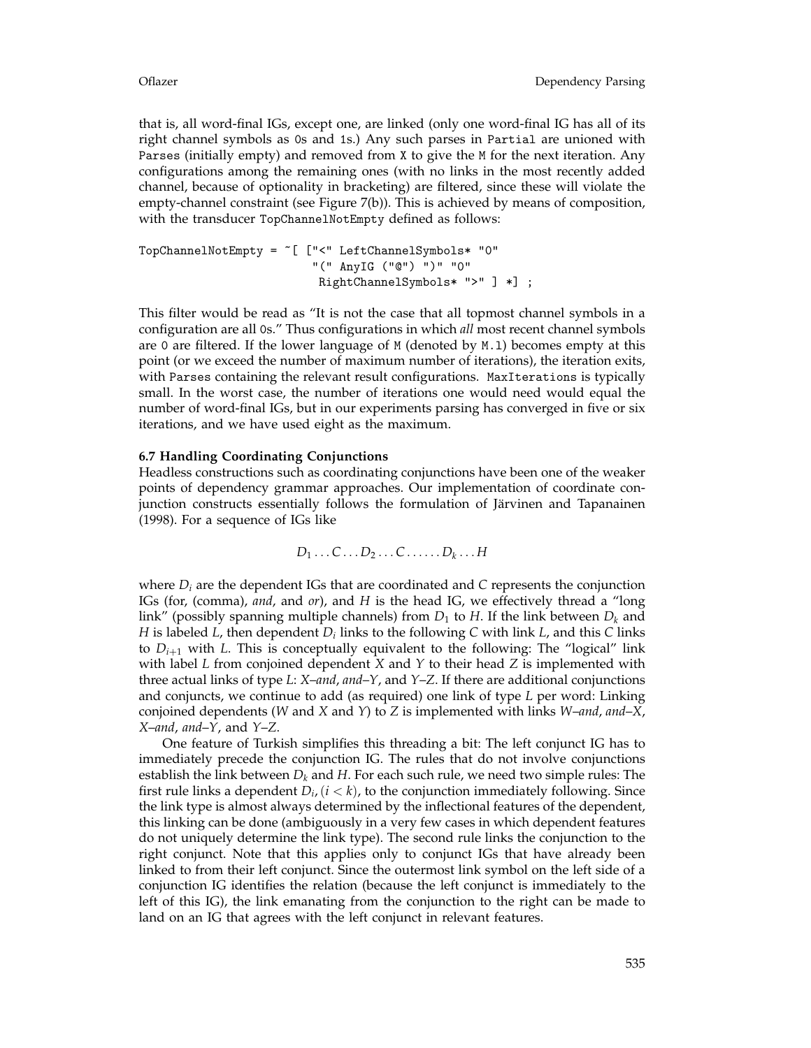that is, all word-final IGs, except one, are linked (only one word-final IG has all of its right channel symbols as 0s and 1s.) Any such parses in Partial are unioned with Parses (initially empty) and removed from X to give the M for the next iteration. Any configurations among the remaining ones (with no links in the most recently added channel, because of optionality in bracketing) are filtered, since these will violate the empty-channel constraint (see Figure 7(b)). This is achieved by means of composition, with the transducer TopChannelNotEmpty defined as follows:

```
TopChannelNotEmpty = ~[ ["<" LeftChannelSymbols* "0"
                        "(" AnyIG ("@") ")" "0"
                         RightChannelSymbols* ">" ] *] ;
```

This filter would be read as "It is not the case that all topmost channel symbols in a configuration are all 0s." Thus configurations in which *all* most recent channel symbols are 0 are filtered. If the lower language of M (denoted by M.l) becomes empty at this point (or we exceed the number of maximum number of iterations), the iteration exits, with Parses containing the relevant result configurations. MaxIterations is typically small. In the worst case, the number of iterations one would need would equal the number of word-final IGs, but in our experiments parsing has converged in five or six iterations, and we have used eight as the maximum.

### 6.7 Handling Coordinating Conjunctions

Headless constructions such as coordinating conjunctions have been one of the weaker points of dependency grammar approaches. Our implementation of coordinate conjunction constructs essentially follows the formulation of Järvinen and Tapanainen (1998). For a sequence of IGs like

$$D_1 \ldots C \ldots D_2 \ldots C \ldots \ldots D_k \ldots H$$

where $D_i$ are the dependent IGs that are coordinated and $C$ represents the conjunction IGs (for, (comma), *and*, and *or*), and $H$ is the head IG, we effectively thread a "long link" (possibly spanning multiple channels) from $D_1$ to $H$. If the link between $D_k$ and $H$ is labeled $L$, then dependent $D_i$ links to the following $C$ with link $L$, and this $C$ links to $D_{i+1}$ with $L$. This is conceptually equivalent to the following: The "logical" link with label $L$ from conjoined dependent $X$ and $Y$ to their head $Z$ is implemented with three actual links of type $L$: $X$–*and*, *and*–$Y$, and $Y$–$Z$. If there are additional conjunctions and conjuncts, we continue to add (as required) one link of type $L$ per word: Linking conjoined dependents ($W$ and $X$ and $Y$) to $Z$ is implemented with links $W$–*and*, *and*–$X$, $X$–*and*, *and*–$Y$, and $Y$–$Z$.

One feature of Turkish simplifies this threading a bit: The left conjunct IG has to immediately precede the conjunction IG. The rules that do not involve conjunctions establish the link between $D_k$ and $H$. For each such rule, we need two simple rules: The first rule links a dependent $D_i$, $(i < k)$, to the conjunction immediately following. Since the link type is almost always determined by the inflectional features of the dependent, this linking can be done (ambiguously in a very few cases in which dependent features do not uniquely determine the link type). The second rule links the conjunction to the right conjunct. Note that this applies only to conjunct IGs that have already been linked to from their left conjunct. Since the outermost link symbol on the left side of a conjunction IG identifies the relation (because the left conjunct is immediately to the left of this IG), the link emanating from the conjunction to the right can be made to land on an IG that agrees with the left conjunct in relevant features.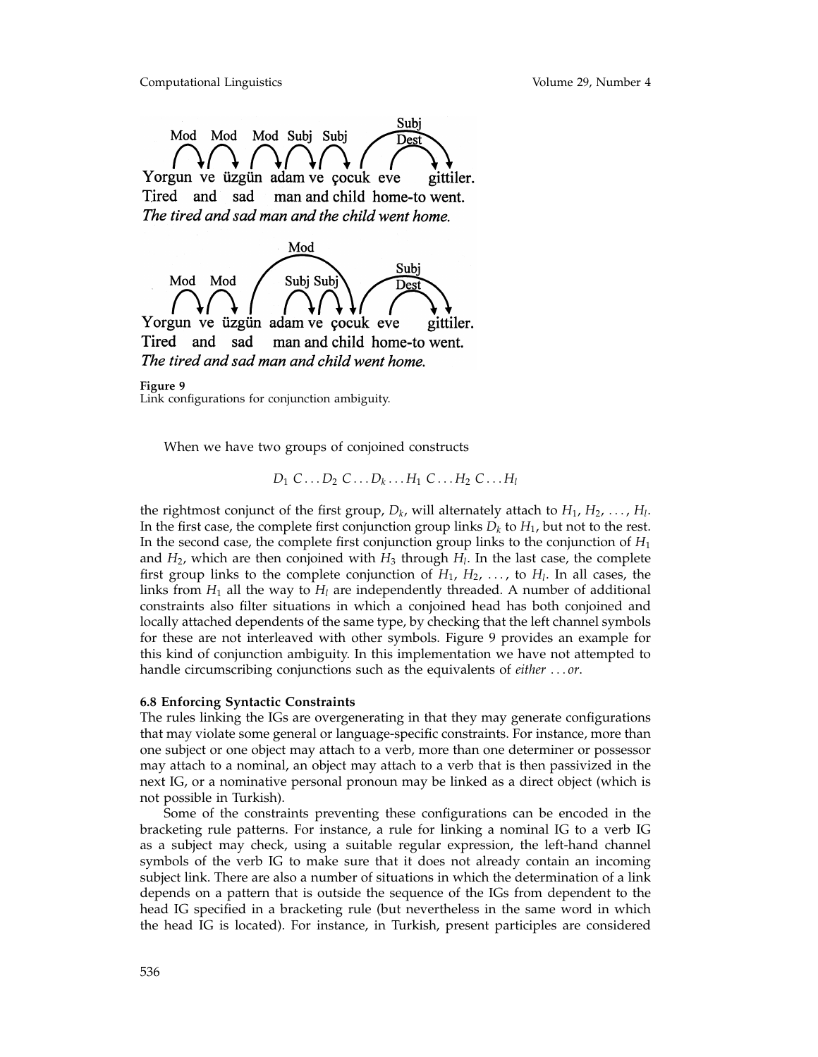Figure 9
Link configurations for conjunction ambiguity.

When we have two groups of conjoined constructs

$$D_1\ C \ldots D_2\ C \ldots D_k \ldots H_1\ C \ldots H_2\ C \ldots H_l$$

the rightmost conjunct of the first group, $D_k$, will alternately attach to $H_1, H_2, \ldots, H_l$. In the first case, the complete first conjunction group links $D_k$ to $H_1$, but not to the rest. In the second case, the complete first conjunction group links to the conjunction of $H_1$ and $H_2$, which are then conjoined with $H_3$ through $H_l$. In the last case, the complete first group links to the complete conjunction of $H_1, H_2, \ldots,$ to $H_l$. In all cases, the links from $H_1$ all the way to $H_l$ are independently threaded. A number of additional constraints also filter situations in which a conjoined head has both conjoined and locally attached dependents of the same type, by checking that the left channel symbols for these are not interleaved with other symbols. Figure 9 provides an example for this kind of conjunction ambiguity. In this implementation we have not attempted to handle circumscribing conjunctions such as the equivalents of *either ... or*.

### 6.8 Enforcing Syntactic Constraints

The rules linking the IGs are overgenerating in that they may generate configurations that may violate some general or language-specific constraints. For instance, more than one subject or one object may attach to a verb, more than one determiner or possessor may attach to a nominal, an object may attach to a verb that is then passivized in the next IG, or a nominative personal pronoun may be linked as a direct object (which is not possible in Turkish).

Some of the constraints preventing these configurations can be encoded in the bracketing rule patterns. For instance, a rule for linking a nominal IG to a verb IG as a subject may check, using a suitable regular expression, the left-hand channel symbols of the verb IG to make sure that it does not already contain an incoming subject link. There are also a number of situations in which the determination of a link depends on a pattern that is outside the sequence of the IGs from dependent to the head IG specified in a bracketing rule (but nevertheless in the same word in which the head IG is located). For instance, in Turkish, present participles are considered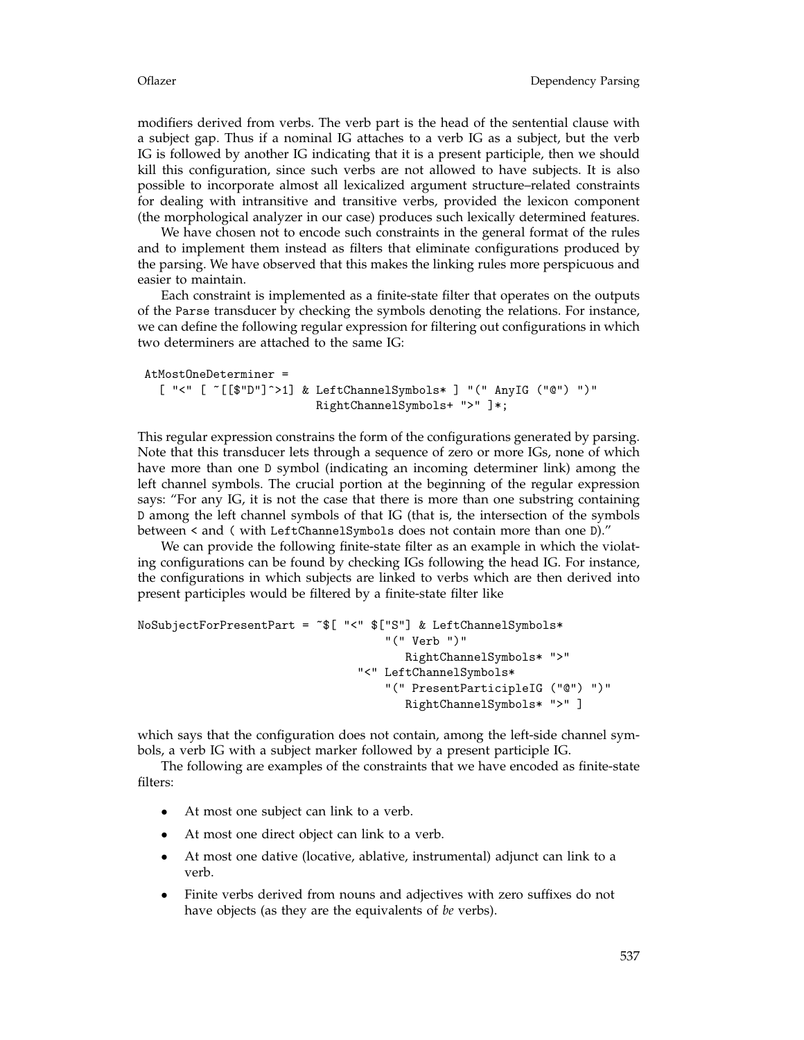modifiers derived from verbs. The verb part is the head of the sentential clause with a subject gap. Thus if a nominal IG attaches to a verb IG as a subject, but the verb IG is followed by another IG indicating that it is a present participle, then we should kill this configuration, since such verbs are not allowed to have subjects. It is also possible to incorporate almost all lexicalized argument structure–related constraints for dealing with intransitive and transitive verbs, provided the lexicon component (the morphological analyzer in our case) produces such lexically determined features.

We have chosen not to encode such constraints in the general format of the rules and to implement them instead as filters that eliminate configurations produced by the parsing. We have observed that this makes the linking rules more perspicuous and easier to maintain.

Each constraint is implemented as a finite-state filter that operates on the outputs of the `Parse` transducer by checking the symbols denoting the relations. For instance, we can define the following regular expression for filtering out configurations in which two determiners are attached to the same IG:

```
AtMostOneDeterminer =
   [ "<" [ ~[[$"D"]^>1] & LeftChannelSymbols* ] "(" AnyIG ("@") ")"
                         RightChannelSymbols+ ">" ]*;
```

This regular expression constrains the form of the configurations generated by parsing. Note that this transducer lets through a sequence of zero or more IGs, none of which have more than one `D` symbol (indicating an incoming determiner link) among the left channel symbols. The crucial portion at the beginning of the regular expression says: "For any IG, it is not the case that there is more than one substring containing `D` among the left channel symbols of that IG (that is, the intersection of the symbols between `<` and `(` with `LeftChannelSymbols` does not contain more than one `D`)."

We can provide the following finite-state filter as an example in which the violating configurations can be found by checking IGs following the head IG. For instance, the configurations in which subjects are linked to verbs which are then derived into present participles would be filtered by a finite-state filter like

```
NoSubjectForPresentPart = ~$[ "<" $["S"] & LeftChannelSymbols*
                                     "(" Verb ")"
                                        RightChannelSymbols* ">"
                                 "<" LeftChannelSymbols*
                                     "(" PresentParticipleIG ("@") ")"
                                        RightChannelSymbols* ">" ]
```

which says that the configuration does not contain, among the left-side channel symbols, a verb IG with a subject marker followed by a present participle IG.

The following are examples of the constraints that we have encoded as finite-state filters:

- At most one subject can link to a verb.
- At most one direct object can link to a verb.
- At most one dative (locative, ablative, instrumental) adjunct can link to a verb.
- Finite verbs derived from nouns and adjectives with zero suffixes do not have objects (as they are the equivalents of *be* verbs).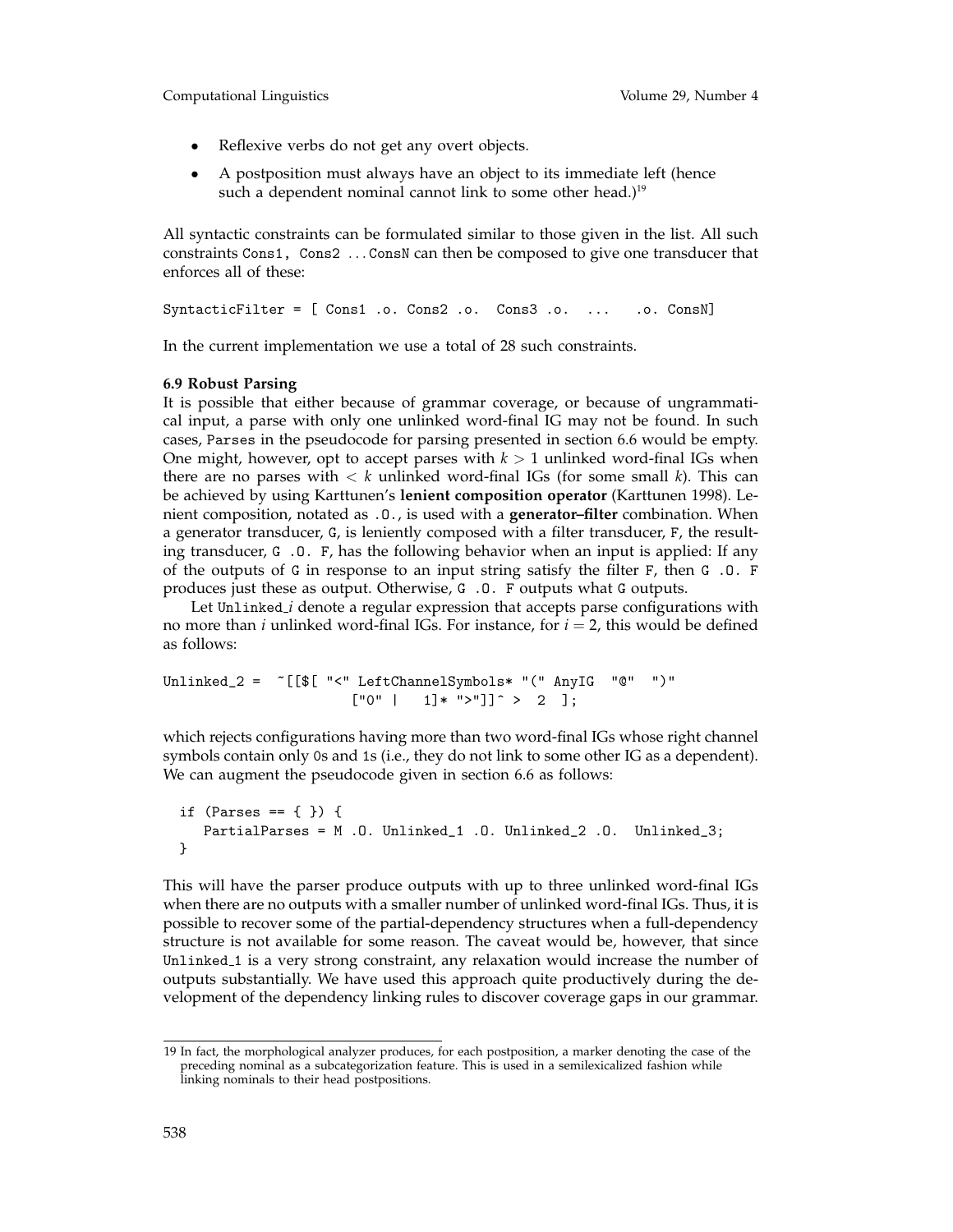- Reflexive verbs do not get any overt objects.
- A postposition must always have an object to its immediate left (hence such a dependent nominal cannot link to some other head.)[19]

All syntactic constraints can be formulated similar to those given in the list. All such constraints `Cons1, Cons2 ... ConsN` can then be composed to give one transducer that enforces all of these:

```
SyntacticFilter = [ Cons1 .o. Cons2 .o.  Cons3 .o.  ...    .o. ConsN]
```

In the current implementation we use a total of 28 such constraints.

### 6.9 Robust Parsing

It is possible that either because of grammar coverage, or because of ungrammatical input, a parse with only one unlinked word-final IG may not be found. In such cases, `Parses` in the pseudocode for parsing presented in section 6.6 would be empty. One might, however, opt to accept parses with $k > 1$ unlinked word-final IGs when there are no parses with $< k$ unlinked word-final IGs (for some small $k$). This can be achieved by using Karttunen's **lenient composition operator** (Karttunen 1998). Lenient composition, notated as `.O.`, is used with a **generator–filter** combination. When a generator transducer, `G`, is leniently composed with a filter transducer, `F`, the resulting transducer, `G .O. F`, has the following behavior when an input is applied: If any of the outputs of `G` in response to an input string satisfy the filter `F`, then `G .O. F` produces just these as output. Otherwise, `G .O. F` outputs what `G` outputs.

Let `Unlinked_`$i$ denote a regular expression that accepts parse configurations with no more than $i$ unlinked word-final IGs. For instance, for $i = 2$, this would be defined as follows:

```
Unlinked_2 =  ~[[$[ "<" LeftChannelSymbols* "(" AnyIG  "@"  ")"
                     ["0" |   1]* ">"]]^ >  2  ];
```

which rejects configurations having more than two word-final IGs whose right channel symbols contain only `0`s and `1`s (i.e., they do not link to some other IG as a dependent). We can augment the pseudocode given in section 6.6 as follows:

```
if (Parses == { }) {
   PartialParses = M .O. Unlinked_1 .O. Unlinked_2 .O.  Unlinked_3;
}
```

This will have the parser produce outputs with up to three unlinked word-final IGs when there are no outputs with a smaller number of unlinked word-final IGs. Thus, it is possible to recover some of the partial-dependency structures when a full-dependency structure is not available for some reason. The caveat would be, however, that since `Unlinked_1` is a very strong constraint, any relaxation would increase the number of outputs substantially. We have used this approach quite productively during the development of the dependency linking rules to discover coverage gaps in our grammar.

---

[19] In fact, the morphological analyzer produces, for each postposition, a marker denoting the case of the preceding nominal as a subcategorization feature. This is used in a semilexicalized fashion while linking nominals to their head postpositions.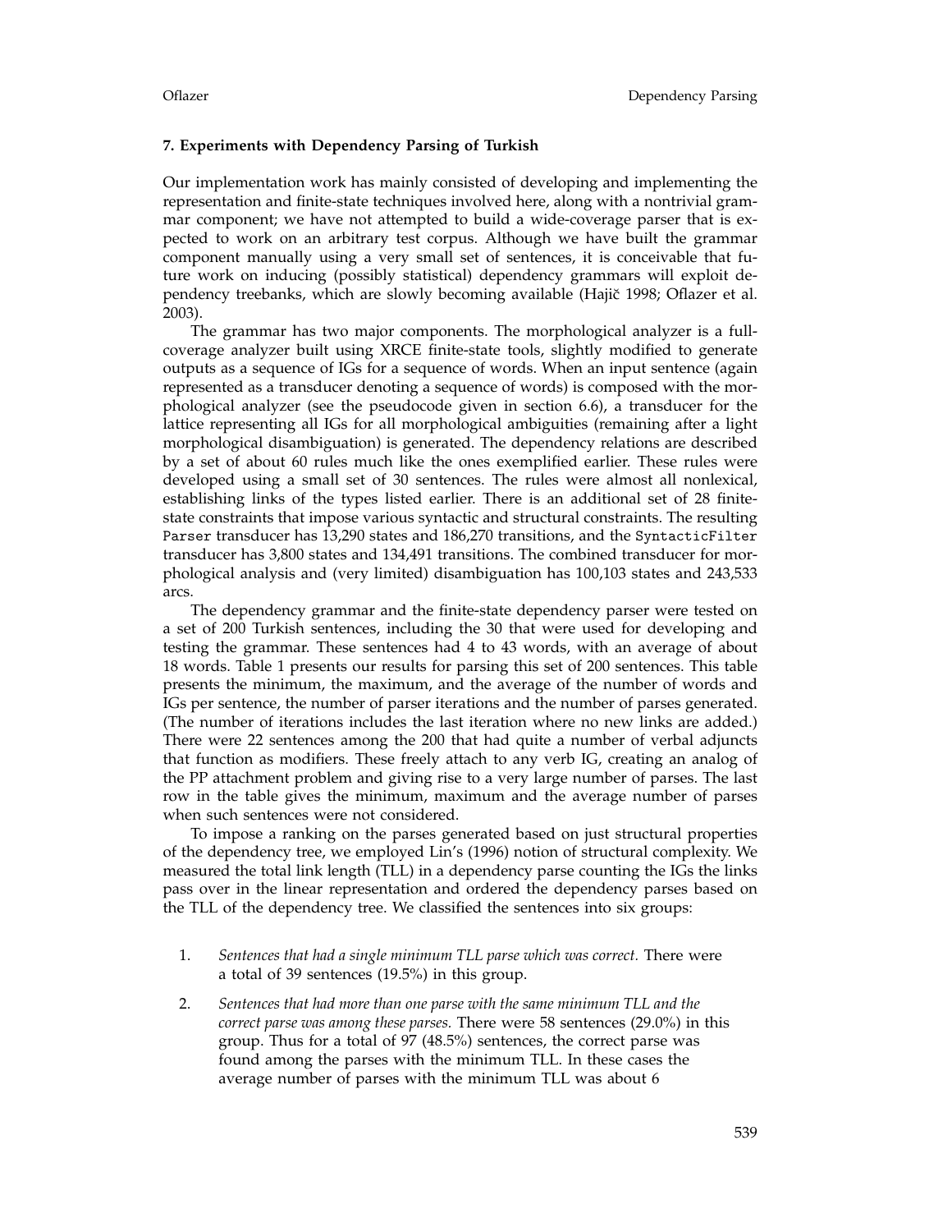### 7. Experiments with Dependency Parsing of Turkish

Our implementation work has mainly consisted of developing and implementing the representation and finite-state techniques involved here, along with a nontrivial grammar component; we have not attempted to build a wide-coverage parser that is expected to work on an arbitrary test corpus. Although we have built the grammar component manually using a very small set of sentences, it is conceivable that future work on inducing (possibly statistical) dependency grammars will exploit dependency treebanks, which are slowly becoming available (Hajič 1998; Oflazer et al. 2003).

The grammar has two major components. The morphological analyzer is a full-coverage analyzer built using XRCE finite-state tools, slightly modified to generate outputs as a sequence of IGs for a sequence of words. When an input sentence (again represented as a transducer denoting a sequence of words) is composed with the morphological analyzer (see the pseudocode given in section 6.6), a transducer for the lattice representing all IGs for all morphological ambiguities (remaining after a light morphological disambiguation) is generated. The dependency relations are described by a set of about 60 rules much like the ones exemplified earlier. These rules were developed using a small set of 30 sentences. The rules were almost all nonlexical, establishing links of the types listed earlier. There is an additional set of 28 finite-state constraints that impose various syntactic and structural constraints. The resulting `Parser` transducer has 13,290 states and 186,270 transitions, and the `SyntacticFilter` transducer has 3,800 states and 134,491 transitions. The combined transducer for morphological analysis and (very limited) disambiguation has 100,103 states and 243,533 arcs.

The dependency grammar and the finite-state dependency parser were tested on a set of 200 Turkish sentences, including the 30 that were used for developing and testing the grammar. These sentences had 4 to 43 words, with an average of about 18 words. Table 1 presents our results for parsing this set of 200 sentences. This table presents the minimum, the maximum, and the average of the number of words and IGs per sentence, the number of parser iterations and the number of parses generated. (The number of iterations includes the last iteration where no new links are added.) There were 22 sentences among the 200 that had quite a number of verbal adjuncts that function as modifiers. These freely attach to any verb IG, creating an analog of the PP attachment problem and giving rise to a very large number of parses. The last row in the table gives the minimum, maximum and the average number of parses when such sentences were not considered.

To impose a ranking on the parses generated based on just structural properties of the dependency tree, we employed Lin's (1996) notion of structural complexity. We measured the total link length (TLL) in a dependency parse counting the IGs the links pass over in the linear representation and ordered the dependency parses based on the TLL of the dependency tree. We classified the sentences into six groups:

1. *Sentences that had a single minimum TLL parse which was correct.* There were a total of 39 sentences (19.5%) in this group.
2. *Sentences that had more than one parse with the same minimum TLL and the correct parse was among these parses.* There were 58 sentences (29.0%) in this group. Thus for a total of 97 (48.5%) sentences, the correct parse was found among the parses with the minimum TLL. In these cases the average number of parses with the minimum TLL was about 6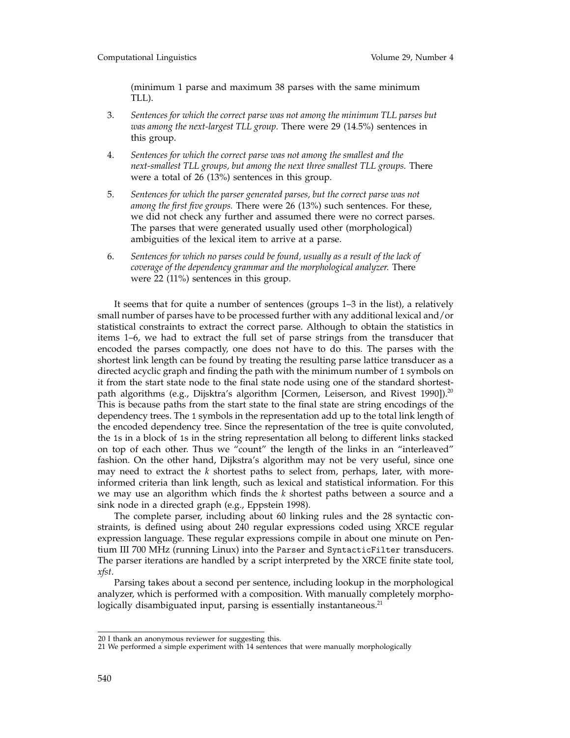(minimum 1 parse and maximum 38 parses with the same minimum TLL).

3. *Sentences for which the correct parse was not among the minimum TLL parses but was among the next-largest TLL group.* There were 29 (14.5%) sentences in this group.

4. *Sentences for which the correct parse was not among the smallest and the next-smallest TLL groups, but among the next three smallest TLL groups.* There were a total of 26 (13%) sentences in this group.

5. *Sentences for which the parser generated parses, but the correct parse was not among the first five groups.* There were 26 (13%) such sentences. For these, we did not check any further and assumed there were no correct parses. The parses that were generated usually used other (morphological) ambiguities of the lexical item to arrive at a parse.

6. *Sentences for which no parses could be found, usually as a result of the lack of coverage of the dependency grammar and the morphological analyzer.* There were 22 (11%) sentences in this group.

It seems that for quite a number of sentences (groups 1–3 in the list), a relatively small number of parses have to be processed further with any additional lexical and/or statistical constraints to extract the correct parse. Although to obtain the statistics in items 1–6, we had to extract the full set of parse strings from the transducer that encoded the parses compactly, one does not have to do this. The parses with the shortest link length can be found by treating the resulting parse lattice transducer as a directed acyclic graph and finding the path with the minimum number of `1` symbols on it from the start state node to the final state node using one of the standard shortest-path algorithms (e.g., Dijsktra's algorithm [Cormen, Leiserson, and Rivest 1990]).[20] This is because paths from the start state to the final state are string encodings of the dependency trees. The `1` symbols in the representation add up to the total link length of the encoded dependency tree. Since the representation of the tree is quite convoluted, the `1`s in a block of `1`s in the string representation all belong to different links stacked on top of each other. Thus we "count" the length of the links in an "interleaved" fashion. On the other hand, Dijkstra's algorithm may not be very useful, since one may need to extract the $k$ shortest paths to select from, perhaps, later, with more-informed criteria than link length, such as lexical and statistical information. For this we may use an algorithm which finds the $k$ shortest paths between a source and a sink node in a directed graph (e.g., Eppstein 1998).

The complete parser, including about 60 linking rules and the 28 syntactic constraints, is defined using about 240 regular expressions coded using XRCE regular expression language. These regular expressions compile in about one minute on Pentium III 700 MHz (running Linux) into the `Parser` and `SyntacticFilter` transducers. The parser iterations are handled by a script interpreted by the XRCE finite state tool, *xfst*.

Parsing takes about a second per sentence, including lookup in the morphological analyzer, which is performed with a composition. With manually completely morphologically disambiguated input, parsing is essentially instantaneous.[21]

---

20 I thank an anonymous reviewer for suggesting this.

21 We performed a simple experiment with 14 sentences that were manually morphologically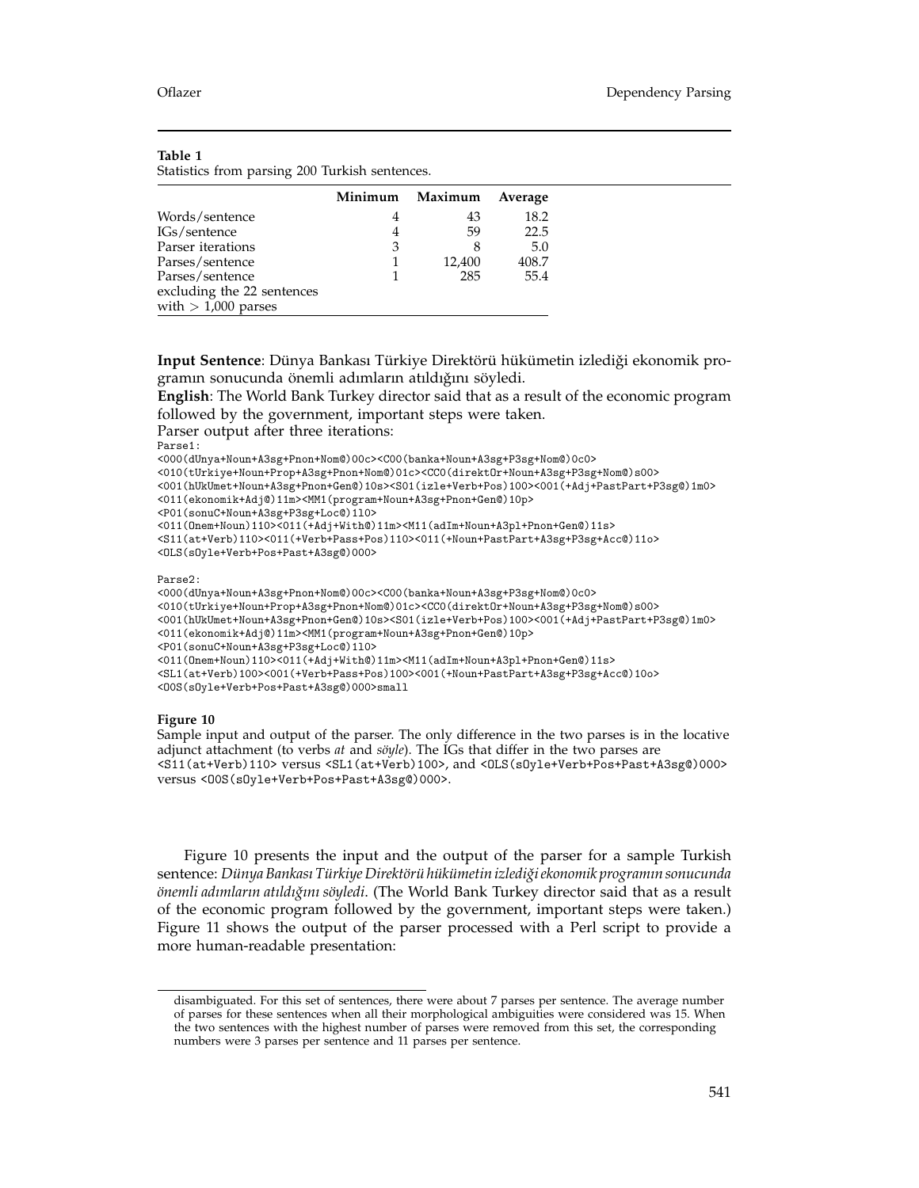**Table 1**
Statistics from parsing 200 Turkish sentences.

| | Minimum | Maximum | Average |
|---|---|---|---|
| Words/sentence | 4 | 43 | 18.2 |
| IGs/sentence | 4 | 59 | 22.5 |
| Parser iterations | 3 | 8 | 5.0 |
| Parses/sentence | 1 | 12,400 | 408.7 |
| Parses/sentence excluding the 22 sentences with > 1,000 parses | 1 | 285 | 55.4 |

**Input Sentence**: Dünya Bankası Türkiye Direktörü hükümetin izlediği ekonomik programın sonucunda önemli adımların atıldığını söyledi.
**English**: The World Bank Turkey director said that as a result of the economic program followed by the government, important steps were taken.
Parser output after three iterations:

```
Parse1:
<000(dUnya+Noun+A3sg+Pnon+Nom@)00c><C00(banka+Noun+A3sg+P3sg+Nom@)0c0>
<010(tUrkiye+Noun+Prop+A3sg+Pnon+Nom@)01c><CC0(direktOr+Noun+A3sg+P3sg+Nom@)s00>
<001(hUkUmet+Noun+A3sg+Pnon+Gen@)10s><S01(izle+Verb+Pos)100><001(+Adj+PastPart+P3sg@)1m0>
<011(ekonomik+Adj@)11m><MM1(program+Noun+A3sg+Pnon+Gen@)10p>
<P01(sonuC+Noun+A3sg+P3sg+Loc@)1l0>
<011(Onem+Noun)110><011(+Adj+With@)11m><M11(adIm+Noun+A3pl+Pnon+Gen@)11s>
<S11(at+Verb)110><011(+Verb+Pass+Pos)110><011(+Noun+PastPart+A3sg+P3sg+Acc@)11o>
<OLS(sOyle+Verb+Pos+Past+A3sg@)000>

Parse2:
<000(dUnya+Noun+A3sg+Pnon+Nom@)00c><C00(banka+Noun+A3sg+P3sg+Nom@)0c0>
<010(tUrkiye+Noun+Prop+A3sg+Pnon+Nom@)01c><CC0(direktOr+Noun+A3sg+P3sg+Nom@)s00>
<001(hUkUmet+Noun+A3sg+Pnon+Gen@)10s><S01(izle+Verb+Pos)100><001(+Adj+PastPart+P3sg@)1m0>
<011(ekonomik+Adj@)11m><MM1(program+Noun+A3sg+Pnon+Gen@)10p>
<P01(sonuC+Noun+A3sg+P3sg+Loc@)1l0>
<011(Onem+Noun)110><011(+Adj+With@)11m><M11(adIm+Noun+A3pl+Pnon+Gen@)11s>
<SL1(at+Verb)100><001(+Verb+Pass+Pos)100><001(+Noun+PastPart+A3sg+P3sg+Acc@)10o>
<OOS(sOyle+Verb+Pos+Past+A3sg@)000>small
```

**Figure 10**
Sample input and output of the parser. The only difference in the two parses is in the locative adjunct attachment (to verbs *at* and *söyle*). The IGs that differ in the two parses are `<S11(at+Verb)110>` versus `<SL1(at+Verb)100>`, and `<OLS(sOyle+Verb+Pos+Past+A3sg@)000>` versus `<OOS(sOyle+Verb+Pos+Past+A3sg@)000>`.

Figure 10 presents the input and the output of the parser for a sample Turkish sentence: *Dünya Bankası Türkiye Direktörü hükümetin izlediği ekonomik programın sonucunda önemli adımların atıldığını söyledi.* (The World Bank Turkey director said that as a result of the economic program followed by the government, important steps were taken.) Figure 11 shows the output of the parser processed with a Perl script to provide a more human-readable presentation:

disambiguated. For this set of sentences, there were about 7 parses per sentence. The average number of parses for these sentences when all their morphological ambiguities were considered was 15. When the two sentences with the highest number of parses were removed from this set, the corresponding numbers were 3 parses per sentence and 11 parses per sentence.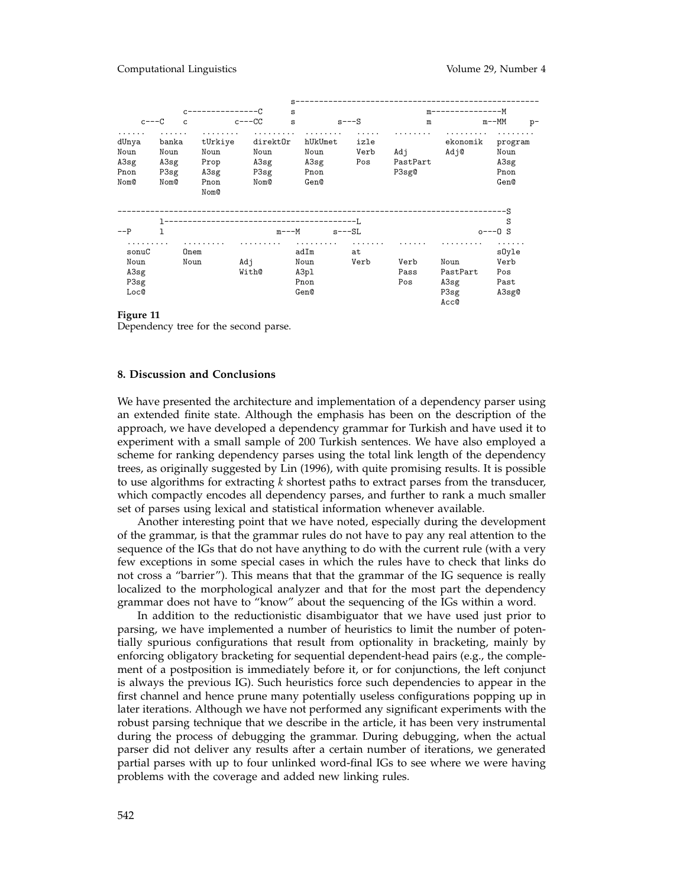```
                                       s----------------------------------------------------
               c---------------C       s                                m---------------M
     c---C     c          c---CC       s          s---S                 m           m--MM     p-
......   ......   ........   .........   ........   .....   ........   .........   ........
dUnya    banka    tUrkiye    direktOr    hUkUmet    izle               ekonomik    program
Noun     Noun     Noun       Noun        Noun       Verb    Adj        Adj@        Noun
A3sg     A3sg     Prop       A3sg        A3sg       Pos     PastPart               A3sg
Pnon     P3sg     A3sg       P3sg        Pnon               P3sg@                  Pnon
Nom@     Nom@     Pnon       Nom@        Gen@                                      Gen@
                  Nom@

-----------------------------------------------------------------------------------S
         l----------------------------------------L                                S
--P      l                          m---M       s---SL                      o---O S
  .........   .........   .........   .........   .......   ......   .........   ......
  sonuC       Onem                    adIm        at                             sOyle
  Noun        Noun        Adj         Noun        Verb      Verb     Noun        Verb
  A3sg                    With@       A3pl                  Pass     PastPart    Pos
  P3sg                                Pnon                  Pos      A3sg        Past
  Loc@                                Gen@                           P3sg        A3sg@
                                                                     Acc@
```

**Figure 11**
Dependency tree for the second parse.

## 8. Discussion and Conclusions

We have presented the architecture and implementation of a dependency parser using an extended finite state. Although the emphasis has been on the description of the approach, we have developed a dependency grammar for Turkish and have used it to experiment with a small sample of 200 Turkish sentences. We have also employed a scheme for ranking dependency parses using the total link length of the dependency trees, as originally suggested by Lin (1996), with quite promising results. It is possible to use algorithms for extracting *k* shortest paths to extract parses from the transducer, which compactly encodes all dependency parses, and further to rank a much smaller set of parses using lexical and statistical information whenever available.

Another interesting point that we have noted, especially during the development of the grammar, is that the grammar rules do not have to pay any real attention to the sequence of the IGs that do not have anything to do with the current rule (with a very few exceptions in some special cases in which the rules have to check that links do not cross a "barrier"). This means that that the grammar of the IG sequence is really localized to the morphological analyzer and that for the most part the dependency grammar does not have to "know" about the sequencing of the IGs within a word.

In addition to the reductionistic disambiguator that we have used just prior to parsing, we have implemented a number of heuristics to limit the number of potentially spurious configurations that result from optionality in bracketing, mainly by enforcing obligatory bracketing for sequential dependent-head pairs (e.g., the complement of a postposition is immediately before it, or for conjunctions, the left conjunct is always the previous IG). Such heuristics force such dependencies to appear in the first channel and hence prune many potentially useless configurations popping up in later iterations. Although we have not performed any significant experiments with the robust parsing technique that we describe in the article, it has been very instrumental during the process of debugging the grammar. During debugging, when the actual parser did not deliver any results after a certain number of iterations, we generated partial parses with up to four unlinked word-final IGs to see where we were having problems with the coverage and added new linking rules.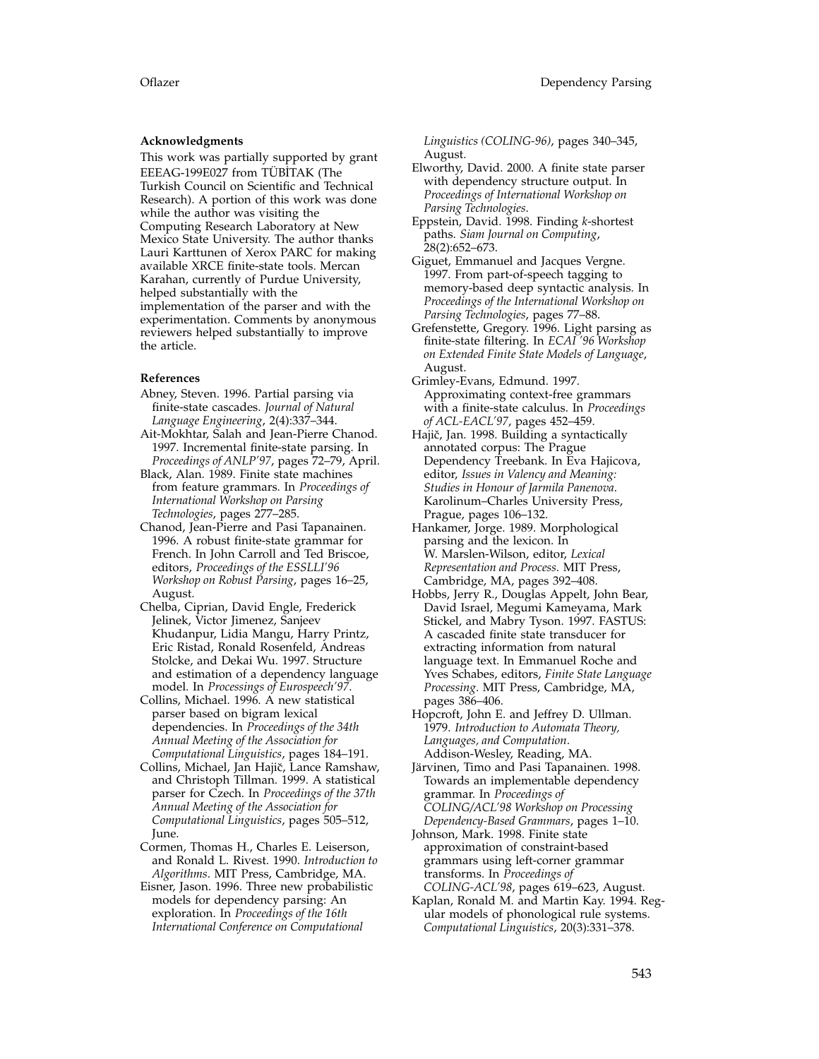### Acknowledgments

This work was partially supported by grant EEEAG-199E027 from TÜBİTAK (The Turkish Council on Scientific and Technical Research). A portion of this work was done while the author was visiting the Computing Research Laboratory at New Mexico State University. The author thanks Lauri Karttunen of Xerox PARC for making available XRCE finite-state tools. Mercan Karahan, currently of Purdue University, helped substantially with the implementation of the parser and with the experimentation. Comments by anonymous reviewers helped substantially to improve the article.

### References

Abney, Steven. 1996. Partial parsing via finite-state cascades. *Journal of Natural Language Engineering*, 2(4):337–344.

Ait-Mokhtar, Salah and Jean-Pierre Chanod. 1997. Incremental finite-state parsing. In *Proceedings of ANLP'97*, pages 72–79, April.

Black, Alan. 1989. Finite state machines from feature grammars. In *Proceedings of International Workshop on Parsing Technologies*, pages 277–285.

Chanod, Jean-Pierre and Pasi Tapanainen. 1996. A robust finite-state grammar for French. In John Carroll and Ted Briscoe, editors, *Proceedings of the ESSLLI'96 Workshop on Robust Parsing*, pages 16–25, August.

Chelba, Ciprian, David Engle, Frederick Jelinek, Victor Jimenez, Sanjeev Khudanpur, Lidia Mangu, Harry Printz, Eric Ristad, Ronald Rosenfeld, Andreas Stolcke, and Dekai Wu. 1997. Structure and estimation of a dependency language model. In *Processings of Eurospeech'97*.

Collins, Michael. 1996. A new statistical parser based on bigram lexical dependencies. In *Proceedings of the 34th Annual Meeting of the Association for Computational Linguistics*, pages 184–191.

Collins, Michael, Jan Hajič, Lance Ramshaw, and Christoph Tillman. 1999. A statistical parser for Czech. In *Proceedings of the 37th Annual Meeting of the Association for Computational Linguistics*, pages 505–512, June.

Cormen, Thomas H., Charles E. Leiserson, and Ronald L. Rivest. 1990. *Introduction to Algorithms*. MIT Press, Cambridge, MA.

Eisner, Jason. 1996. Three new probabilistic models for dependency parsing: An exploration. In *Proceedings of the 16th International Conference on Computational Linguistics (COLING-96)*, pages 340–345, August.

Elworthy, David. 2000. A finite state parser with dependency structure output. In *Proceedings of International Workshop on Parsing Technologies*.

Eppstein, David. 1998. Finding *k*-shortest paths. *Siam Journal on Computing*, 28(2):652–673.

Giguet, Emmanuel and Jacques Vergne. 1997. From part-of-speech tagging to memory-based deep syntactic analysis. In *Proceedings of the International Workshop on Parsing Technologies*, pages 77–88.

Grefenstette, Gregory. 1996. Light parsing as finite-state filtering. In *ECAI '96 Workshop on Extended Finite State Models of Language*, August.

Grimley-Evans, Edmund. 1997. Approximating context-free grammars with a finite-state calculus. In *Proceedings of ACL-EACL'97*, pages 452–459.

Hajič, Jan. 1998. Building a syntactically annotated corpus: The Prague Dependency Treebank. In Eva Hajicova, editor, *Issues in Valency and Meaning: Studies in Honour of Jarmila Panenova*. Karolinum–Charles University Press, Prague, pages 106–132.

Hankamer, Jorge. 1989. Morphological parsing and the lexicon. In W. Marslen-Wilson, editor, *Lexical Representation and Process*. MIT Press, Cambridge, MA, pages 392–408.

Hobbs, Jerry R., Douglas Appelt, John Bear, David Israel, Megumi Kameyama, Mark Stickel, and Mabry Tyson. 1997. FASTUS: A cascaded finite state transducer for extracting information from natural language text. In Emmanuel Roche and Yves Schabes, editors, *Finite State Language Processing*. MIT Press, Cambridge, MA, pages 386–406.

Hopcroft, John E. and Jeffrey D. Ullman. 1979. *Introduction to Automata Theory, Languages, and Computation*. Addison-Wesley, Reading, MA.

Järvinen, Timo and Pasi Tapanainen. 1998. Towards an implementable dependency grammar. In *Proceedings of COLING/ACL'98 Workshop on Processing Dependency-Based Grammars*, pages 1–10.

Johnson, Mark. 1998. Finite state approximation of constraint-based grammars using left-corner grammar transforms. In *Proceedings of COLING-ACL'98*, pages 619–623, August.

Kaplan, Ronald M. and Martin Kay. 1994. Regular models of phonological rule systems. *Computational Linguistics*, 20(3):331–378.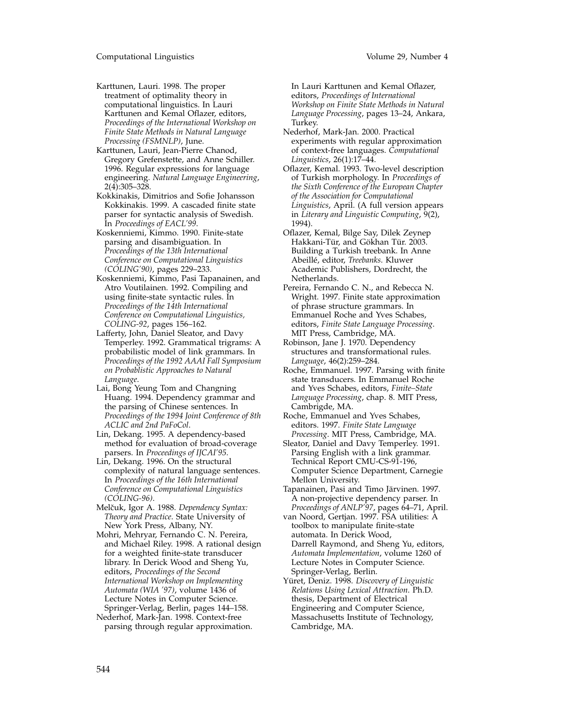Karttunen, Lauri. 1998. The proper treatment of optimality theory in computational linguistics. In Lauri Karttunen and Kemal Oflazer, editors, *Proceedings of the International Workshop on Finite State Methods in Natural Language Processing (FSMNLP)*, June.

Karttunen, Lauri, Jean-Pierre Chanod, Gregory Grefenstette, and Anne Schiller. 1996. Regular expressions for language engineering. *Natural Language Engineering*, 2(4):305–328.

Kokkinakis, Dimitrios and Sofie Johansson Kokkinakis. 1999. A cascaded finite state parser for syntactic analysis of Swedish. In *Proceedings of EACL'99*.

Koskenniemi, Kimmo. 1990. Finite-state parsing and disambiguation. In *Proceedings of the 13th International Conference on Computational Linguistics (COLING'90)*, pages 229–233.

Koskenniemi, Kimmo, Pasi Tapanainen, and Atro Voutilainen. 1992. Compiling and using finite-state syntactic rules. In *Proceedings of the 14th International Conference on Computational Linguistics, COLING-92*, pages 156–162.

Lafferty, John, Daniel Sleator, and Davy Temperley. 1992. Grammatical trigrams: A probabilistic model of link grammars. In *Proceedings of the 1992 AAAI Fall Symposium on Probablistic Approaches to Natural Language*.

Lai, Bong Yeung Tom and Changning Huang. 1994. Dependency grammar and the parsing of Chinese sentences. In *Proceedings of the 1994 Joint Conference of 8th ACLIC and 2nd PaFoCol*.

Lin, Dekang. 1995. A dependency-based method for evaluation of broad-coverage parsers. In *Proceedings of IJCAI'95*.

Lin, Dekang. 1996. On the structural complexity of natural language sentences. In *Proceedings of the 16th International Conference on Computational Linguistics (COLING-96)*.

Melčuk, Igor A. 1988. *Dependency Syntax: Theory and Practice*. State University of New York Press, Albany, NY.

Mohri, Mehryar, Fernando C. N. Pereira, and Michael Riley. 1998. A rational design for a weighted finite-state transducer library. In Derick Wood and Sheng Yu, editors, *Proceedings of the Second International Workshop on Implementing Automata (WIA '97)*, volume 1436 of Lecture Notes in Computer Science. Springer-Verlag, Berlin, pages 144–158.

Nederhof, Mark-Jan. 1998. Context-free parsing through regular approximation. In Lauri Karttunen and Kemal Oflazer, editors, *Proceedings of International Workshop on Finite State Methods in Natural Language Processing*, pages 13–24, Ankara, Turkey.

Nederhof, Mark-Jan. 2000. Practical experiments with regular approximation of context-free languages. *Computational Linguistics*, 26(1):17–44.

Oflazer, Kemal. 1993. Two-level description of Turkish morphology. In *Proceedings of the Sixth Conference of the European Chapter of the Association for Computational Linguistics*, April. (A full version appears in *Literary and Linguistic Computing*, 9(2), 1994).

Oflazer, Kemal, Bilge Say, Dilek Zeynep Hakkani-Tür, and Gökhan Tür. 2003. Building a Turkish treebank. In Anne Abeillé, editor, *Treebanks*. Kluwer Academic Publishers, Dordrecht, the Netherlands.

Pereira, Fernando C. N., and Rebecca N. Wright. 1997. Finite state approximation of phrase structure grammars. In Emmanuel Roche and Yves Schabes, editors, *Finite State Language Processing*. MIT Press, Cambridge, MA.

Robinson, Jane J. 1970. Dependency structures and transformational rules. *Language*, 46(2):259–284.

Roche, Emmanuel. 1997. Parsing with finite state transducers. In Emmanuel Roche and Yves Schabes, editors, *Finite–State Language Processing*, chap. 8. MIT Press, Cambrigde, MA.

Roche, Emmanuel and Yves Schabes, editors. 1997. *Finite State Language Processing*. MIT Press, Cambridge, MA.

Sleator, Daniel and Davy Temperley. 1991. Parsing English with a link grammar. Technical Report CMU-CS-91-196, Computer Science Department, Carnegie Mellon University.

Tapanainen, Pasi and Timo Järvinen. 1997. A non-projective dependency parser. In *Proceedings of ANLP'97*, pages 64–71, April.

van Noord, Gertjan. 1997. FSA utilities: A toolbox to manipulate finite-state automata. In Derick Wood, Darrell Raymond, and Sheng Yu, editors, *Automata Implementation*, volume 1260 of Lecture Notes in Computer Science. Springer-Verlag, Berlin.

Yüret, Deniz. 1998. *Discovery of Linguistic Relations Using Lexical Attraction*. Ph.D. thesis, Department of Electrical Engineering and Computer Science, Massachusetts Institute of Technology, Cambridge, MA.